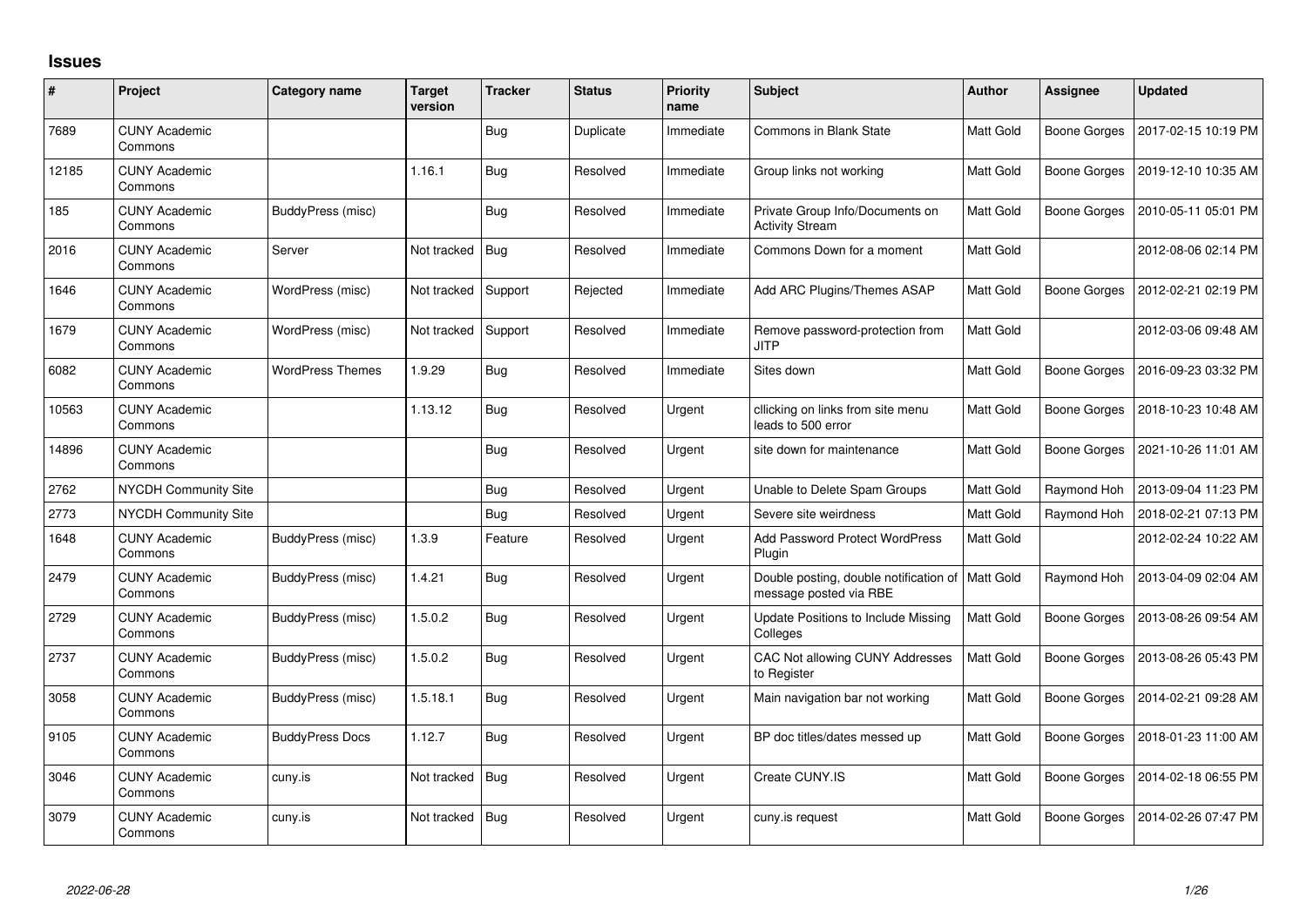# Issues

| # | Project | Category name | Target version | Tracker | Status | Priority name | Subject | Author | Assignee | Updated |
|---|---|---|---|---|---|---|---|---|---|---|
| 7689 | CUNY Academic Commons | | | Bug | Duplicate | Immediate | Commons in Blank State | Matt Gold | Boone Gorges | 2017-02-15 10:19 PM |
| 12185 | CUNY Academic Commons | | 1.16.1 | Bug | Resolved | Immediate | Group links not working | Matt Gold | Boone Gorges | 2019-12-10 10:35 AM |
| 185 | CUNY Academic Commons | BuddyPress (misc) | | Bug | Resolved | Immediate | Private Group Info/Documents on Activity Stream | Matt Gold | Boone Gorges | 2010-05-11 05:01 PM |
| 2016 | CUNY Academic Commons | Server | Not tracked | Bug | Resolved | Immediate | Commons Down for a moment | Matt Gold | | 2012-08-06 02:14 PM |
| 1646 | CUNY Academic Commons | WordPress (misc) | Not tracked | Support | Rejected | Immediate | Add ARC Plugins/Themes ASAP | Matt Gold | Boone Gorges | 2012-02-21 02:19 PM |
| 1679 | CUNY Academic Commons | WordPress (misc) | Not tracked | Support | Resolved | Immediate | Remove password-protection from JITP | Matt Gold | | 2012-03-06 09:48 AM |
| 6082 | CUNY Academic Commons | WordPress Themes | 1.9.29 | Bug | Resolved | Immediate | Sites down | Matt Gold | Boone Gorges | 2016-09-23 03:32 PM |
| 10563 | CUNY Academic Commons | | 1.13.12 | Bug | Resolved | Urgent | cllicking on links from site menu leads to 500 error | Matt Gold | Boone Gorges | 2018-10-23 10:48 AM |
| 14896 | CUNY Academic Commons | | | Bug | Resolved | Urgent | site down for maintenance | Matt Gold | Boone Gorges | 2021-10-26 11:01 AM |
| 2762 | NYCDH Community Site | | | Bug | Resolved | Urgent | Unable to Delete Spam Groups | Matt Gold | Raymond Hoh | 2013-09-04 11:23 PM |
| 2773 | NYCDH Community Site | | | Bug | Resolved | Urgent | Severe site weirdness | Matt Gold | Raymond Hoh | 2018-02-21 07:13 PM |
| 1648 | CUNY Academic Commons | BuddyPress (misc) | 1.3.9 | Feature | Resolved | Urgent | Add Password Protect WordPress Plugin | Matt Gold | | 2012-02-24 10:22 AM |
| 2479 | CUNY Academic Commons | BuddyPress (misc) | 1.4.21 | Bug | Resolved | Urgent | Double posting, double notification of message posted via RBE | Matt Gold | Raymond Hoh | 2013-04-09 02:04 AM |
| 2729 | CUNY Academic Commons | BuddyPress (misc) | 1.5.0.2 | Bug | Resolved | Urgent | Update Positions to Include Missing Colleges | Matt Gold | Boone Gorges | 2013-08-26 09:54 AM |
| 2737 | CUNY Academic Commons | BuddyPress (misc) | 1.5.0.2 | Bug | Resolved | Urgent | CAC Not allowing CUNY Addresses to Register | Matt Gold | Boone Gorges | 2013-08-26 05:43 PM |
| 3058 | CUNY Academic Commons | BuddyPress (misc) | 1.5.18.1 | Bug | Resolved | Urgent | Main navigation bar not working | Matt Gold | Boone Gorges | 2014-02-21 09:28 AM |
| 9105 | CUNY Academic Commons | BuddyPress Docs | 1.12.7 | Bug | Resolved | Urgent | BP doc titles/dates messed up | Matt Gold | Boone Gorges | 2018-01-23 11:00 AM |
| 3046 | CUNY Academic Commons | cuny.is | Not tracked | Bug | Resolved | Urgent | Create CUNY.IS | Matt Gold | Boone Gorges | 2014-02-18 06:55 PM |
| 3079 | CUNY Academic Commons | cuny.is | Not tracked | Bug | Resolved | Urgent | cuny.is request | Matt Gold | Boone Gorges | 2014-02-26 07:47 PM |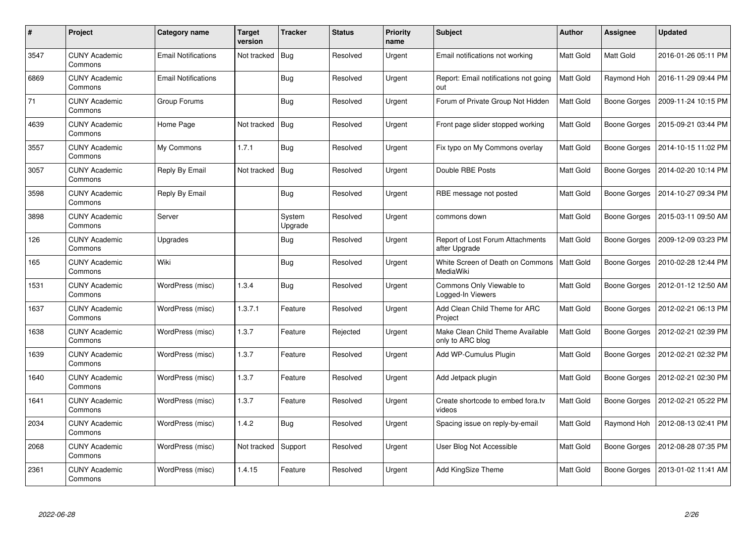| # | Project | Category name | Target version | Tracker | Status | Priority name | Subject | Author | Assignee | Updated |
|---|---|---|---|---|---|---|---|---|---|---|
| 3547 | CUNY Academic Commons | Email Notifications | Not tracked | Bug | Resolved | Urgent | Email notifications not working | Matt Gold | Matt Gold | 2016-01-26 05:11 PM |
| 6869 | CUNY Academic Commons | Email Notifications | | Bug | Resolved | Urgent | Report: Email notifications not going out | Matt Gold | Raymond Hoh | 2016-11-29 09:44 PM |
| 71 | CUNY Academic Commons | Group Forums | | Bug | Resolved | Urgent | Forum of Private Group Not Hidden | Matt Gold | Boone Gorges | 2009-11-24 10:15 PM |
| 4639 | CUNY Academic Commons | Home Page | Not tracked | Bug | Resolved | Urgent | Front page slider stopped working | Matt Gold | Boone Gorges | 2015-09-21 03:44 PM |
| 3557 | CUNY Academic Commons | My Commons | 1.7.1 | Bug | Resolved | Urgent | Fix typo on My Commons overlay | Matt Gold | Boone Gorges | 2014-10-15 11:02 PM |
| 3057 | CUNY Academic Commons | Reply By Email | Not tracked | Bug | Resolved | Urgent | Double RBE Posts | Matt Gold | Boone Gorges | 2014-02-20 10:14 PM |
| 3598 | CUNY Academic Commons | Reply By Email | | Bug | Resolved | Urgent | RBE message not posted | Matt Gold | Boone Gorges | 2014-10-27 09:34 PM |
| 3898 | CUNY Academic Commons | Server | | System Upgrade | Resolved | Urgent | commons down | Matt Gold | Boone Gorges | 2015-03-11 09:50 AM |
| 126 | CUNY Academic Commons | Upgrades | | Bug | Resolved | Urgent | Report of Lost Forum Attachments after Upgrade | Matt Gold | Boone Gorges | 2009-12-09 03:23 PM |
| 165 | CUNY Academic Commons | Wiki | | Bug | Resolved | Urgent | White Screen of Death on Commons MediaWiki | Matt Gold | Boone Gorges | 2010-02-28 12:44 PM |
| 1531 | CUNY Academic Commons | WordPress (misc) | 1.3.4 | Bug | Resolved | Urgent | Commons Only Viewable to Logged-In Viewers | Matt Gold | Boone Gorges | 2012-01-12 12:50 AM |
| 1637 | CUNY Academic Commons | WordPress (misc) | 1.3.7.1 | Feature | Resolved | Urgent | Add Clean Child Theme for ARC Project | Matt Gold | Boone Gorges | 2012-02-21 06:13 PM |
| 1638 | CUNY Academic Commons | WordPress (misc) | 1.3.7 | Feature | Rejected | Urgent | Make Clean Child Theme Available only to ARC blog | Matt Gold | Boone Gorges | 2012-02-21 02:39 PM |
| 1639 | CUNY Academic Commons | WordPress (misc) | 1.3.7 | Feature | Resolved | Urgent | Add WP-Cumulus Plugin | Matt Gold | Boone Gorges | 2012-02-21 02:32 PM |
| 1640 | CUNY Academic Commons | WordPress (misc) | 1.3.7 | Feature | Resolved | Urgent | Add Jetpack plugin | Matt Gold | Boone Gorges | 2012-02-21 02:30 PM |
| 1641 | CUNY Academic Commons | WordPress (misc) | 1.3.7 | Feature | Resolved | Urgent | Create shortcode to embed fora.tv videos | Matt Gold | Boone Gorges | 2012-02-21 05:22 PM |
| 2034 | CUNY Academic Commons | WordPress (misc) | 1.4.2 | Bug | Resolved | Urgent | Spacing issue on reply-by-email | Matt Gold | Raymond Hoh | 2012-08-13 02:41 PM |
| 2068 | CUNY Academic Commons | WordPress (misc) | Not tracked | Support | Resolved | Urgent | User Blog Not Accessible | Matt Gold | Boone Gorges | 2012-08-28 07:35 PM |
| 2361 | CUNY Academic Commons | WordPress (misc) | 1.4.15 | Feature | Resolved | Urgent | Add KingSize Theme | Matt Gold | Boone Gorges | 2013-01-02 11:41 AM |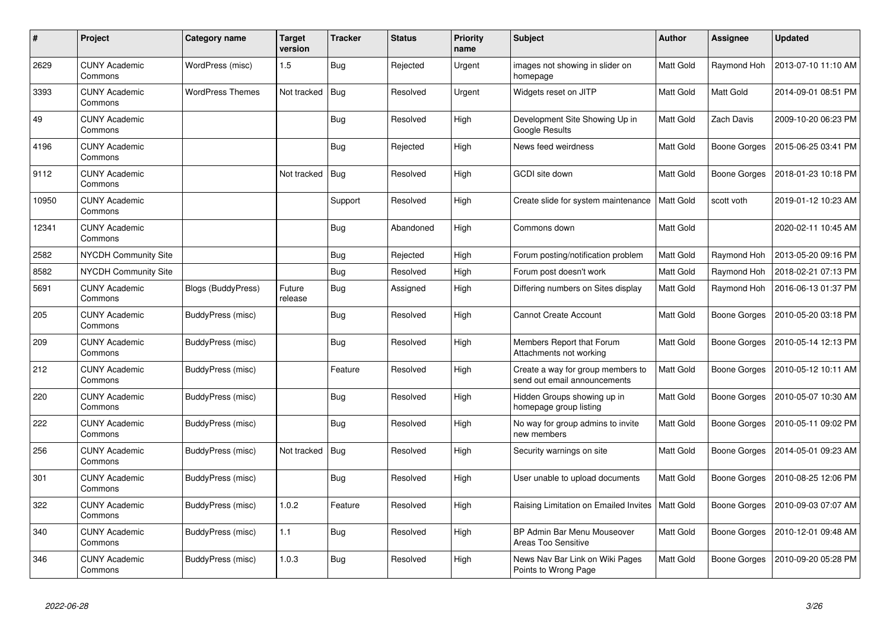| # | Project | Category name | Target version | Tracker | Status | Priority name | Subject | Author | Assignee | Updated |
|---|---|---|---|---|---|---|---|---|---|---|
| 2629 | CUNY Academic Commons | WordPress (misc) | 1.5 | Bug | Rejected | Urgent | images not showing in slider on homepage | Matt Gold | Raymond Hoh | 2013-07-10 11:10 AM |
| 3393 | CUNY Academic Commons | WordPress Themes | Not tracked | Bug | Resolved | Urgent | Widgets reset on JITP | Matt Gold | Matt Gold | 2014-09-01 08:51 PM |
| 49 | CUNY Academic Commons | | | Bug | Resolved | High | Development Site Showing Up in Google Results | Matt Gold | Zach Davis | 2009-10-20 06:23 PM |
| 4196 | CUNY Academic Commons | | | Bug | Rejected | High | News feed weirdness | Matt Gold | Boone Gorges | 2015-06-25 03:41 PM |
| 9112 | CUNY Academic Commons | | Not tracked | Bug | Resolved | High | GCDI site down | Matt Gold | Boone Gorges | 2018-01-23 10:18 PM |
| 10950 | CUNY Academic Commons | | | Support | Resolved | High | Create slide for system maintenance | Matt Gold | scott voth | 2019-01-12 10:23 AM |
| 12341 | CUNY Academic Commons | | | Bug | Abandoned | High | Commons down | Matt Gold | | 2020-02-11 10:45 AM |
| 2582 | NYCDH Community Site | | | Bug | Rejected | High | Forum posting/notification problem | Matt Gold | Raymond Hoh | 2013-05-20 09:16 PM |
| 8582 | NYCDH Community Site | | | Bug | Resolved | High | Forum post doesn't work | Matt Gold | Raymond Hoh | 2018-02-21 07:13 PM |
| 5691 | CUNY Academic Commons | Blogs (BuddyPress) | Future release | Bug | Assigned | High | Differing numbers on Sites display | Matt Gold | Raymond Hoh | 2016-06-13 01:37 PM |
| 205 | CUNY Academic Commons | BuddyPress (misc) | | Bug | Resolved | High | Cannot Create Account | Matt Gold | Boone Gorges | 2010-05-20 03:18 PM |
| 209 | CUNY Academic Commons | BuddyPress (misc) | | Bug | Resolved | High | Members Report that Forum Attachments not working | Matt Gold | Boone Gorges | 2010-05-14 12:13 PM |
| 212 | CUNY Academic Commons | BuddyPress (misc) | | Feature | Resolved | High | Create a way for group members to send out email announcements | Matt Gold | Boone Gorges | 2010-05-12 10:11 AM |
| 220 | CUNY Academic Commons | BuddyPress (misc) | | Bug | Resolved | High | Hidden Groups showing up in homepage group listing | Matt Gold | Boone Gorges | 2010-05-07 10:30 AM |
| 222 | CUNY Academic Commons | BuddyPress (misc) | | Bug | Resolved | High | No way for group admins to invite new members | Matt Gold | Boone Gorges | 2010-05-11 09:02 PM |
| 256 | CUNY Academic Commons | BuddyPress (misc) | Not tracked | Bug | Resolved | High | Security warnings on site | Matt Gold | Boone Gorges | 2014-05-01 09:23 AM |
| 301 | CUNY Academic Commons | BuddyPress (misc) | | Bug | Resolved | High | User unable to upload documents | Matt Gold | Boone Gorges | 2010-08-25 12:06 PM |
| 322 | CUNY Academic Commons | BuddyPress (misc) | 1.0.2 | Feature | Resolved | High | Raising Limitation on Emailed Invites | Matt Gold | Boone Gorges | 2010-09-03 07:07 AM |
| 340 | CUNY Academic Commons | BuddyPress (misc) | 1.1 | Bug | Resolved | High | BP Admin Bar Menu Mouseover Areas Too Sensitive | Matt Gold | Boone Gorges | 2010-12-01 09:48 AM |
| 346 | CUNY Academic Commons | BuddyPress (misc) | 1.0.3 | Bug | Resolved | High | News Nav Bar Link on Wiki Pages Points to Wrong Page | Matt Gold | Boone Gorges | 2010-09-20 05:28 PM |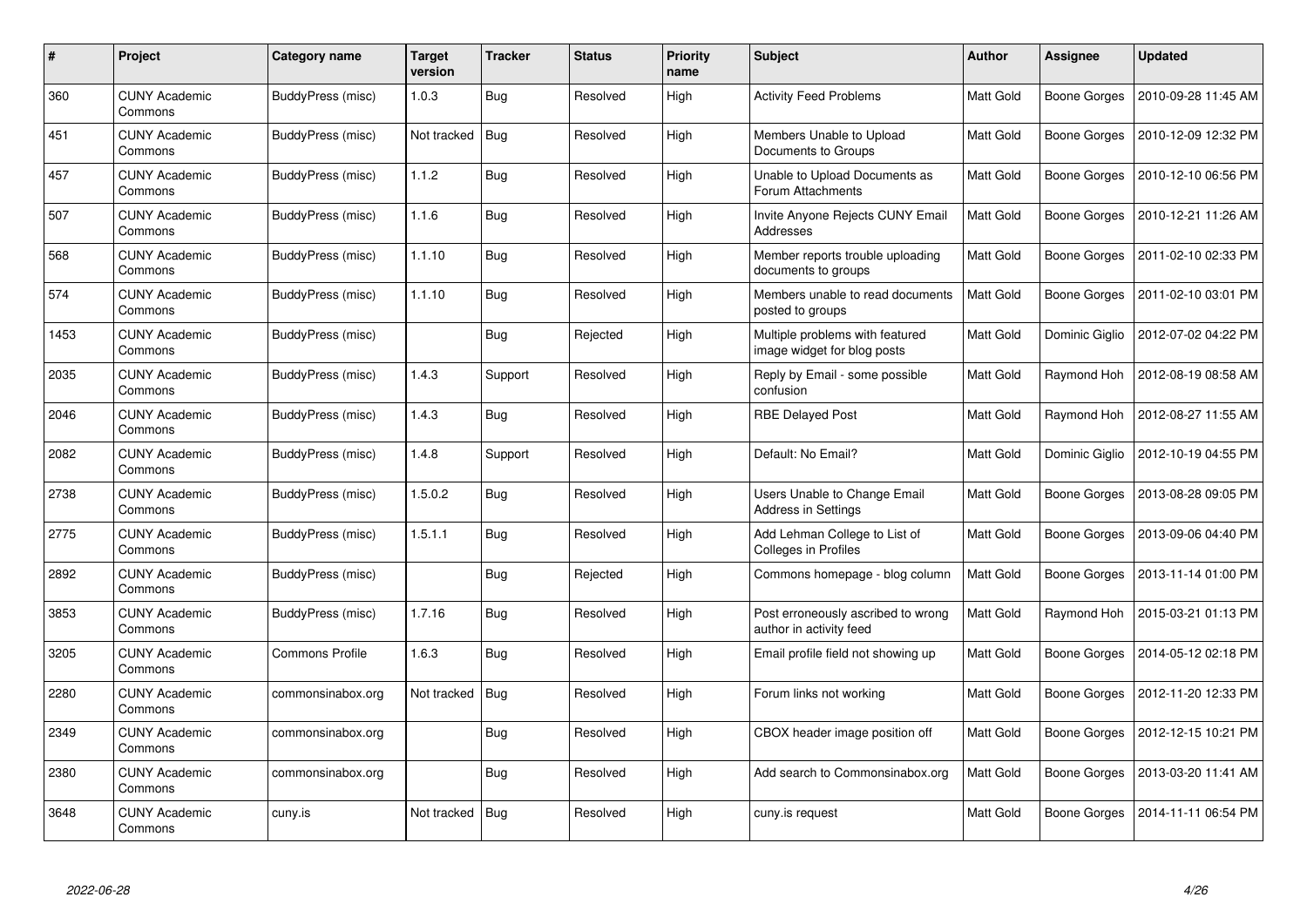| # | Project | Category name | Target version | Tracker | Status | Priority name | Subject | Author | Assignee | Updated |
|---|---|---|---|---|---|---|---|---|---|---|
| 360 | CUNY Academic Commons | BuddyPress (misc) | 1.0.3 | Bug | Resolved | High | Activity Feed Problems | Matt Gold | Boone Gorges | 2010-09-28 11:45 AM |
| 451 | CUNY Academic Commons | BuddyPress (misc) | Not tracked | Bug | Resolved | High | Members Unable to Upload Documents to Groups | Matt Gold | Boone Gorges | 2010-12-09 12:32 PM |
| 457 | CUNY Academic Commons | BuddyPress (misc) | 1.1.2 | Bug | Resolved | High | Unable to Upload Documents as Forum Attachments | Matt Gold | Boone Gorges | 2010-12-10 06:56 PM |
| 507 | CUNY Academic Commons | BuddyPress (misc) | 1.1.6 | Bug | Resolved | High | Invite Anyone Rejects CUNY Email Addresses | Matt Gold | Boone Gorges | 2010-12-21 11:26 AM |
| 568 | CUNY Academic Commons | BuddyPress (misc) | 1.1.10 | Bug | Resolved | High | Member reports trouble uploading documents to groups | Matt Gold | Boone Gorges | 2011-02-10 02:33 PM |
| 574 | CUNY Academic Commons | BuddyPress (misc) | 1.1.10 | Bug | Resolved | High | Members unable to read documents posted to groups | Matt Gold | Boone Gorges | 2011-02-10 03:01 PM |
| 1453 | CUNY Academic Commons | BuddyPress (misc) | | Bug | Rejected | High | Multiple problems with featured image widget for blog posts | Matt Gold | Dominic Giglio | 2012-07-02 04:22 PM |
| 2035 | CUNY Academic Commons | BuddyPress (misc) | 1.4.3 | Support | Resolved | High | Reply by Email - some possible confusion | Matt Gold | Raymond Hoh | 2012-08-19 08:58 AM |
| 2046 | CUNY Academic Commons | BuddyPress (misc) | 1.4.3 | Bug | Resolved | High | RBE Delayed Post | Matt Gold | Raymond Hoh | 2012-08-27 11:55 AM |
| 2082 | CUNY Academic Commons | BuddyPress (misc) | 1.4.8 | Support | Resolved | High | Default: No Email? | Matt Gold | Dominic Giglio | 2012-10-19 04:55 PM |
| 2738 | CUNY Academic Commons | BuddyPress (misc) | 1.5.0.2 | Bug | Resolved | High | Users Unable to Change Email Address in Settings | Matt Gold | Boone Gorges | 2013-08-28 09:05 PM |
| 2775 | CUNY Academic Commons | BuddyPress (misc) | 1.5.1.1 | Bug | Resolved | High | Add Lehman College to List of Colleges in Profiles | Matt Gold | Boone Gorges | 2013-09-06 04:40 PM |
| 2892 | CUNY Academic Commons | BuddyPress (misc) | | Bug | Rejected | High | Commons homepage - blog column | Matt Gold | Boone Gorges | 2013-11-14 01:00 PM |
| 3853 | CUNY Academic Commons | BuddyPress (misc) | 1.7.16 | Bug | Resolved | High | Post erroneously ascribed to wrong author in activity feed | Matt Gold | Raymond Hoh | 2015-03-21 01:13 PM |
| 3205 | CUNY Academic Commons | Commons Profile | 1.6.3 | Bug | Resolved | High | Email profile field not showing up | Matt Gold | Boone Gorges | 2014-05-12 02:18 PM |
| 2280 | CUNY Academic Commons | commonsinabox.org | Not tracked | Bug | Resolved | High | Forum links not working | Matt Gold | Boone Gorges | 2012-11-20 12:33 PM |
| 2349 | CUNY Academic Commons | commonsinabox.org | | Bug | Resolved | High | CBOX header image position off | Matt Gold | Boone Gorges | 2012-12-15 10:21 PM |
| 2380 | CUNY Academic Commons | commonsinabox.org | | Bug | Resolved | High | Add search to Commonsinabox.org | Matt Gold | Boone Gorges | 2013-03-20 11:41 AM |
| 3648 | CUNY Academic Commons | cuny.is | Not tracked | Bug | Resolved | High | cuny.is request | Matt Gold | Boone Gorges | 2014-11-11 06:54 PM |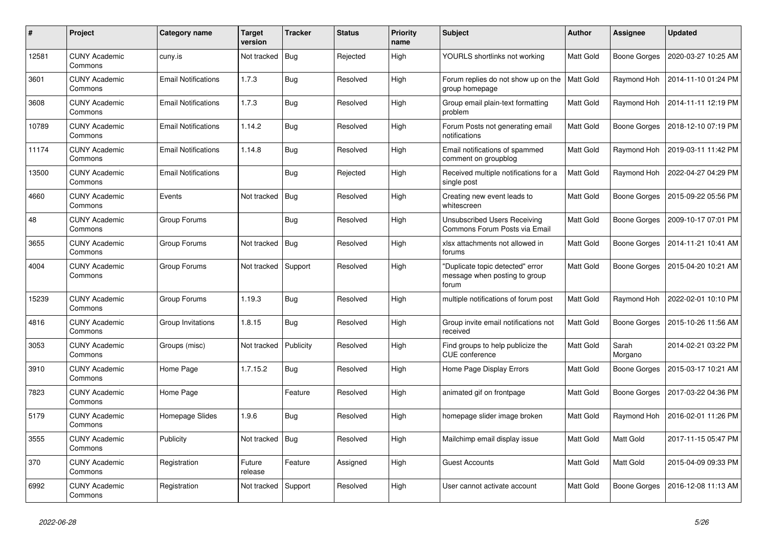| # | Project | Category name | Target version | Tracker | Status | Priority name | Subject | Author | Assignee | Updated |
|---|---|---|---|---|---|---|---|---|---|---|
| 12581 | CUNY Academic Commons | cuny.is | Not tracked | Bug | Rejected | High | YOURLS shortlinks not working | Matt Gold | Boone Gorges | 2020-03-27 10:25 AM |
| 3601 | CUNY Academic Commons | Email Notifications | 1.7.3 | Bug | Resolved | High | Forum replies do not show up on the group homepage | Matt Gold | Raymond Hoh | 2014-11-10 01:24 PM |
| 3608 | CUNY Academic Commons | Email Notifications | 1.7.3 | Bug | Resolved | High | Group email plain-text formatting problem | Matt Gold | Raymond Hoh | 2014-11-11 12:19 PM |
| 10789 | CUNY Academic Commons | Email Notifications | 1.14.2 | Bug | Resolved | High | Forum Posts not generating email notifications | Matt Gold | Boone Gorges | 2018-12-10 07:19 PM |
| 11174 | CUNY Academic Commons | Email Notifications | 1.14.8 | Bug | Resolved | High | Email notifications of spammed comment on groupblog | Matt Gold | Raymond Hoh | 2019-03-11 11:42 PM |
| 13500 | CUNY Academic Commons | Email Notifications | | Bug | Rejected | High | Received multiple notifications for a single post | Matt Gold | Raymond Hoh | 2022-04-27 04:29 PM |
| 4660 | CUNY Academic Commons | Events | Not tracked | Bug | Resolved | High | Creating new event leads to whitescreen | Matt Gold | Boone Gorges | 2015-09-22 05:56 PM |
| 48 | CUNY Academic Commons | Group Forums | | Bug | Resolved | High | Unsubscribed Users Receiving Commons Forum Posts via Email | Matt Gold | Boone Gorges | 2009-10-17 07:01 PM |
| 3655 | CUNY Academic Commons | Group Forums | Not tracked | Bug | Resolved | High | xlsx attachments not allowed in forums | Matt Gold | Boone Gorges | 2014-11-21 10:41 AM |
| 4004 | CUNY Academic Commons | Group Forums | Not tracked | Support | Resolved | High | "Duplicate topic detected" error message when posting to group forum | Matt Gold | Boone Gorges | 2015-04-20 10:21 AM |
| 15239 | CUNY Academic Commons | Group Forums | 1.19.3 | Bug | Resolved | High | multiple notifications of forum post | Matt Gold | Raymond Hoh | 2022-02-01 10:10 PM |
| 4816 | CUNY Academic Commons | Group Invitations | 1.8.15 | Bug | Resolved | High | Group invite email notifications not received | Matt Gold | Boone Gorges | 2015-10-26 11:56 AM |
| 3053 | CUNY Academic Commons | Groups (misc) | Not tracked | Publicity | Resolved | High | Find groups to help publicize the CUE conference | Matt Gold | Sarah Morgano | 2014-02-21 03:22 PM |
| 3910 | CUNY Academic Commons | Home Page | 1.7.15.2 | Bug | Resolved | High | Home Page Display Errors | Matt Gold | Boone Gorges | 2015-03-17 10:21 AM |
| 7823 | CUNY Academic Commons | Home Page | | Feature | Resolved | High | animated gif on frontpage | Matt Gold | Boone Gorges | 2017-03-22 04:36 PM |
| 5179 | CUNY Academic Commons | Homepage Slides | 1.9.6 | Bug | Resolved | High | homepage slider image broken | Matt Gold | Raymond Hoh | 2016-02-01 11:26 PM |
| 3555 | CUNY Academic Commons | Publicity | Not tracked | Bug | Resolved | High | Mailchimp email display issue | Matt Gold | Matt Gold | 2017-11-15 05:47 PM |
| 370 | CUNY Academic Commons | Registration | Future release | Feature | Assigned | High | Guest Accounts | Matt Gold | Matt Gold | 2015-04-09 09:33 PM |
| 6992 | CUNY Academic Commons | Registration | Not tracked | Support | Resolved | High | User cannot activate account | Matt Gold | Boone Gorges | 2016-12-08 11:13 AM |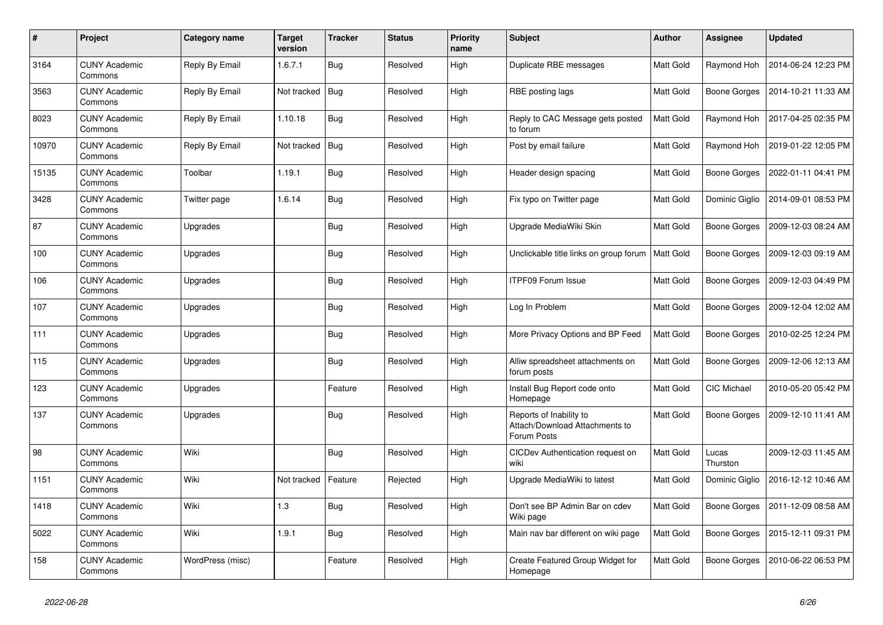| # | Project | Category name | Target version | Tracker | Status | Priority name | Subject | Author | Assignee | Updated |
|---|---|---|---|---|---|---|---|---|---|---|
| 3164 | CUNY Academic Commons | Reply By Email | 1.6.7.1 | Bug | Resolved | High | Duplicate RBE messages | Matt Gold | Raymond Hoh | 2014-06-24 12:23 PM |
| 3563 | CUNY Academic Commons | Reply By Email | Not tracked | Bug | Resolved | High | RBE posting lags | Matt Gold | Boone Gorges | 2014-10-21 11:33 AM |
| 8023 | CUNY Academic Commons | Reply By Email | 1.10.18 | Bug | Resolved | High | Reply to CAC Message gets posted to forum | Matt Gold | Raymond Hoh | 2017-04-25 02:35 PM |
| 10970 | CUNY Academic Commons | Reply By Email | Not tracked | Bug | Resolved | High | Post by email failure | Matt Gold | Raymond Hoh | 2019-01-22 12:05 PM |
| 15135 | CUNY Academic Commons | Toolbar | 1.19.1 | Bug | Resolved | High | Header design spacing | Matt Gold | Boone Gorges | 2022-01-11 04:41 PM |
| 3428 | CUNY Academic Commons | Twitter page | 1.6.14 | Bug | Resolved | High | Fix typo on Twitter page | Matt Gold | Dominic Giglio | 2014-09-01 08:53 PM |
| 87 | CUNY Academic Commons | Upgrades | | Bug | Resolved | High | Upgrade MediaWiki Skin | Matt Gold | Boone Gorges | 2009-12-03 08:24 AM |
| 100 | CUNY Academic Commons | Upgrades | | Bug | Resolved | High | Unclickable title links on group forum | Matt Gold | Boone Gorges | 2009-12-03 09:19 AM |
| 106 | CUNY Academic Commons | Upgrades | | Bug | Resolved | High | ITPF09 Forum Issue | Matt Gold | Boone Gorges | 2009-12-03 04:49 PM |
| 107 | CUNY Academic Commons | Upgrades | | Bug | Resolved | High | Log In Problem | Matt Gold | Boone Gorges | 2009-12-04 12:02 AM |
| 111 | CUNY Academic Commons | Upgrades | | Bug | Resolved | High | More Privacy Options and BP Feed | Matt Gold | Boone Gorges | 2010-02-25 12:24 PM |
| 115 | CUNY Academic Commons | Upgrades | | Bug | Resolved | High | Alliw spreadsheet attachments on forum posts | Matt Gold | Boone Gorges | 2009-12-06 12:13 AM |
| 123 | CUNY Academic Commons | Upgrades | | Feature | Resolved | High | Install Bug Report code onto Homepage | Matt Gold | CIC Michael | 2010-05-20 05:42 PM |
| 137 | CUNY Academic Commons | Upgrades | | Bug | Resolved | High | Reports of Inability to Attach/Download Attachments to Forum Posts | Matt Gold | Boone Gorges | 2009-12-10 11:41 AM |
| 98 | CUNY Academic Commons | Wiki | | Bug | Resolved | High | CICDev Authentication request on wiki | Matt Gold | Lucas Thurston | 2009-12-03 11:45 AM |
| 1151 | CUNY Academic Commons | Wiki | Not tracked | Feature | Rejected | High | Upgrade MediaWiki to latest | Matt Gold | Dominic Giglio | 2016-12-12 10:46 AM |
| 1418 | CUNY Academic Commons | Wiki | 1.3 | Bug | Resolved | High | Don't see BP Admin Bar on cdev Wiki page | Matt Gold | Boone Gorges | 2011-12-09 08:58 AM |
| 5022 | CUNY Academic Commons | Wiki | 1.9.1 | Bug | Resolved | High | Main nav bar different on wiki page | Matt Gold | Boone Gorges | 2015-12-11 09:31 PM |
| 158 | CUNY Academic Commons | WordPress (misc) | | Feature | Resolved | High | Create Featured Group Widget for Homepage | Matt Gold | Boone Gorges | 2010-06-22 06:53 PM |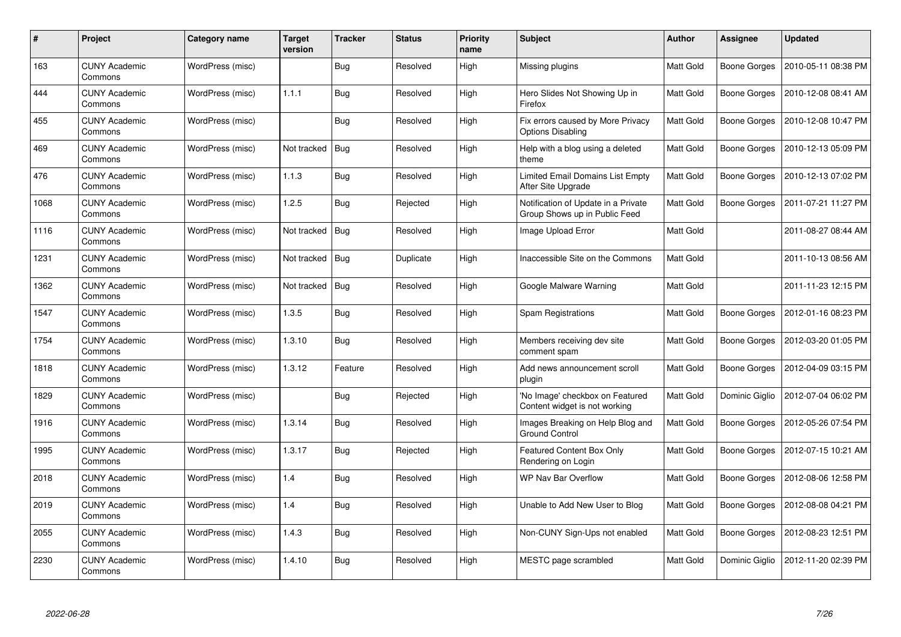| # | Project | Category name | Target version | Tracker | Status | Priority name | Subject | Author | Assignee | Updated |
|---|---|---|---|---|---|---|---|---|---|---|
| 163 | CUNY Academic Commons | WordPress (misc) | | Bug | Resolved | High | Missing plugins | Matt Gold | Boone Gorges | 2010-05-11 08:38 PM |
| 444 | CUNY Academic Commons | WordPress (misc) | 1.1.1 | Bug | Resolved | High | Hero Slides Not Showing Up in Firefox | Matt Gold | Boone Gorges | 2010-12-08 08:41 AM |
| 455 | CUNY Academic Commons | WordPress (misc) | | Bug | Resolved | High | Fix errors caused by More Privacy Options Disabling | Matt Gold | Boone Gorges | 2010-12-08 10:47 PM |
| 469 | CUNY Academic Commons | WordPress (misc) | Not tracked | Bug | Resolved | High | Help with a blog using a deleted theme | Matt Gold | Boone Gorges | 2010-12-13 05:09 PM |
| 476 | CUNY Academic Commons | WordPress (misc) | 1.1.3 | Bug | Resolved | High | Limited Email Domains List Empty After Site Upgrade | Matt Gold | Boone Gorges | 2010-12-13 07:02 PM |
| 1068 | CUNY Academic Commons | WordPress (misc) | 1.2.5 | Bug | Rejected | High | Notification of Update in a Private Group Shows up in Public Feed | Matt Gold | Boone Gorges | 2011-07-21 11:27 PM |
| 1116 | CUNY Academic Commons | WordPress (misc) | Not tracked | Bug | Resolved | High | Image Upload Error | Matt Gold | | 2011-08-27 08:44 AM |
| 1231 | CUNY Academic Commons | WordPress (misc) | Not tracked | Bug | Duplicate | High | Inaccessible Site on the Commons | Matt Gold | | 2011-10-13 08:56 AM |
| 1362 | CUNY Academic Commons | WordPress (misc) | Not tracked | Bug | Resolved | High | Google Malware Warning | Matt Gold | | 2011-11-23 12:15 PM |
| 1547 | CUNY Academic Commons | WordPress (misc) | 1.3.5 | Bug | Resolved | High | Spam Registrations | Matt Gold | Boone Gorges | 2012-01-16 08:23 PM |
| 1754 | CUNY Academic Commons | WordPress (misc) | 1.3.10 | Bug | Resolved | High | Members receiving dev site comment spam | Matt Gold | Boone Gorges | 2012-03-20 01:05 PM |
| 1818 | CUNY Academic Commons | WordPress (misc) | 1.3.12 | Feature | Resolved | High | Add news announcement scroll plugin | Matt Gold | Boone Gorges | 2012-04-09 03:15 PM |
| 1829 | CUNY Academic Commons | WordPress (misc) | | Bug | Rejected | High | 'No Image' checkbox on Featured Content widget is not working | Matt Gold | Dominic Giglio | 2012-07-04 06:02 PM |
| 1916 | CUNY Academic Commons | WordPress (misc) | 1.3.14 | Bug | Resolved | High | Images Breaking on Help Blog and Ground Control | Matt Gold | Boone Gorges | 2012-05-26 07:54 PM |
| 1995 | CUNY Academic Commons | WordPress (misc) | 1.3.17 | Bug | Rejected | High | Featured Content Box Only Rendering on Login | Matt Gold | Boone Gorges | 2012-07-15 10:21 AM |
| 2018 | CUNY Academic Commons | WordPress (misc) | 1.4 | Bug | Resolved | High | WP Nav Bar Overflow | Matt Gold | Boone Gorges | 2012-08-06 12:58 PM |
| 2019 | CUNY Academic Commons | WordPress (misc) | 1.4 | Bug | Resolved | High | Unable to Add New User to Blog | Matt Gold | Boone Gorges | 2012-08-08 04:21 PM |
| 2055 | CUNY Academic Commons | WordPress (misc) | 1.4.3 | Bug | Resolved | High | Non-CUNY Sign-Ups not enabled | Matt Gold | Boone Gorges | 2012-08-23 12:51 PM |
| 2230 | CUNY Academic Commons | WordPress (misc) | 1.4.10 | Bug | Resolved | High | MESTC page scrambled | Matt Gold | Dominic Giglio | 2012-11-20 02:39 PM |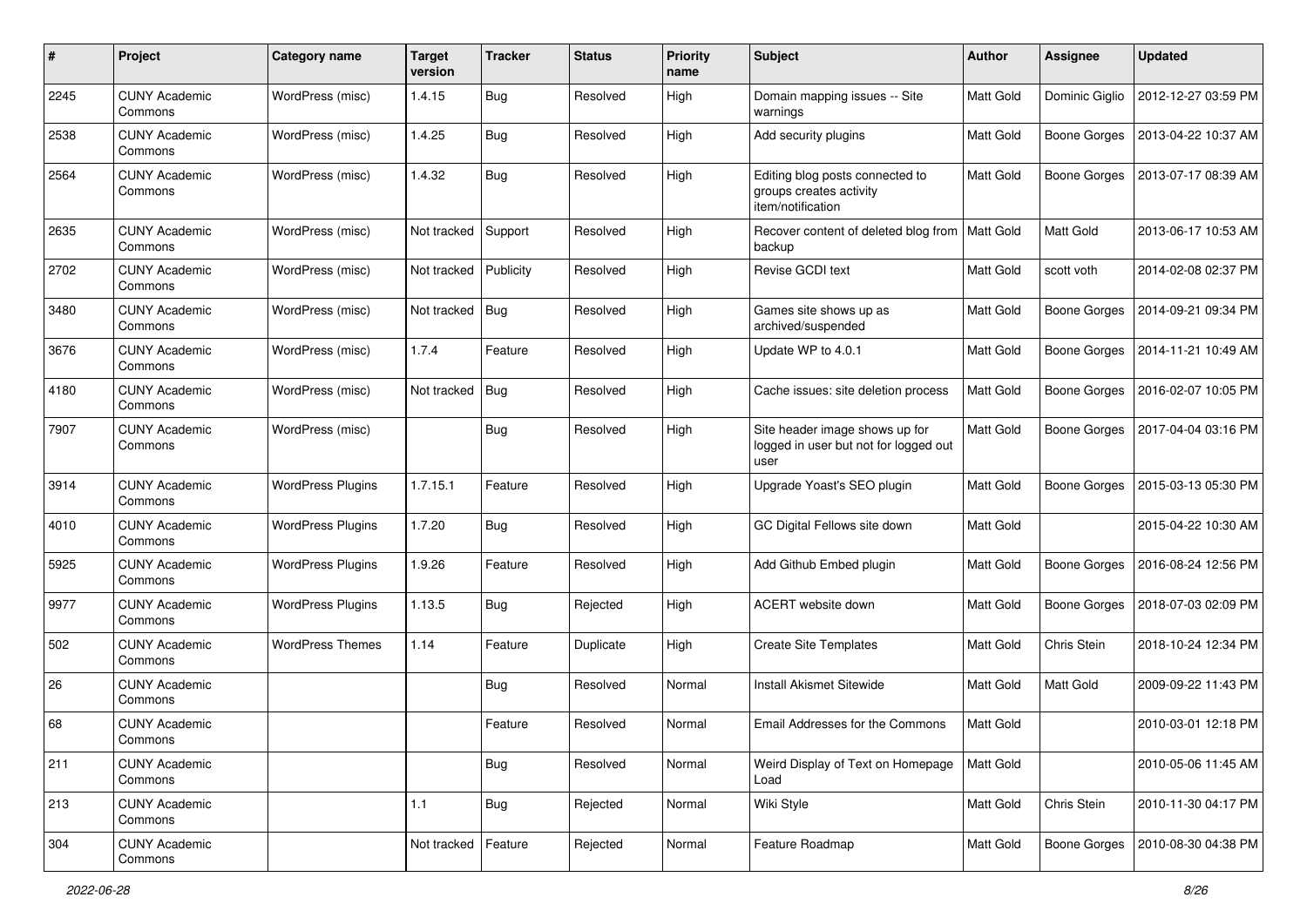| # | Project | Category name | Target version | Tracker | Status | Priority name | Subject | Author | Assignee | Updated |
|---|---|---|---|---|---|---|---|---|---|---|
| 2245 | CUNY Academic Commons | WordPress (misc) | 1.4.15 | Bug | Resolved | High | Domain mapping issues -- Site warnings | Matt Gold | Dominic Giglio | 2012-12-27 03:59 PM |
| 2538 | CUNY Academic Commons | WordPress (misc) | 1.4.25 | Bug | Resolved | High | Add security plugins | Matt Gold | Boone Gorges | 2013-04-22 10:37 AM |
| 2564 | CUNY Academic Commons | WordPress (misc) | 1.4.32 | Bug | Resolved | High | Editing blog posts connected to groups creates activity item/notification | Matt Gold | Boone Gorges | 2013-07-17 08:39 AM |
| 2635 | CUNY Academic Commons | WordPress (misc) | Not tracked | Support | Resolved | High | Recover content of deleted blog from backup | Matt Gold | Matt Gold | 2013-06-17 10:53 AM |
| 2702 | CUNY Academic Commons | WordPress (misc) | Not tracked | Publicity | Resolved | High | Revise GCDI text | Matt Gold | scott voth | 2014-02-08 02:37 PM |
| 3480 | CUNY Academic Commons | WordPress (misc) | Not tracked | Bug | Resolved | High | Games site shows up as archived/suspended | Matt Gold | Boone Gorges | 2014-09-21 09:34 PM |
| 3676 | CUNY Academic Commons | WordPress (misc) | 1.7.4 | Feature | Resolved | High | Update WP to 4.0.1 | Matt Gold | Boone Gorges | 2014-11-21 10:49 AM |
| 4180 | CUNY Academic Commons | WordPress (misc) | Not tracked | Bug | Resolved | High | Cache issues: site deletion process | Matt Gold | Boone Gorges | 2016-02-07 10:05 PM |
| 7907 | CUNY Academic Commons | WordPress (misc) | | Bug | Resolved | High | Site header image shows up for logged in user but not for logged out user | Matt Gold | Boone Gorges | 2017-04-04 03:16 PM |
| 3914 | CUNY Academic Commons | WordPress Plugins | 1.7.15.1 | Feature | Resolved | High | Upgrade Yoast's SEO plugin | Matt Gold | Boone Gorges | 2015-03-13 05:30 PM |
| 4010 | CUNY Academic Commons | WordPress Plugins | 1.7.20 | Bug | Resolved | High | GC Digital Fellows site down | Matt Gold | | 2015-04-22 10:30 AM |
| 5925 | CUNY Academic Commons | WordPress Plugins | 1.9.26 | Feature | Resolved | High | Add Github Embed plugin | Matt Gold | Boone Gorges | 2016-08-24 12:56 PM |
| 9977 | CUNY Academic Commons | WordPress Plugins | 1.13.5 | Bug | Rejected | High | ACERT website down | Matt Gold | Boone Gorges | 2018-07-03 02:09 PM |
| 502 | CUNY Academic Commons | WordPress Themes | 1.14 | Feature | Duplicate | High | Create Site Templates | Matt Gold | Chris Stein | 2018-10-24 12:34 PM |
| 26 | CUNY Academic Commons | | | Bug | Resolved | Normal | Install Akismet Sitewide | Matt Gold | Matt Gold | 2009-09-22 11:43 PM |
| 68 | CUNY Academic Commons | | | Feature | Resolved | Normal | Email Addresses for the Commons | Matt Gold | | 2010-03-01 12:18 PM |
| 211 | CUNY Academic Commons | | | Bug | Resolved | Normal | Weird Display of Text on Homepage Load | Matt Gold | | 2010-05-06 11:45 AM |
| 213 | CUNY Academic Commons | | 1.1 | Bug | Rejected | Normal | Wiki Style | Matt Gold | Chris Stein | 2010-11-30 04:17 PM |
| 304 | CUNY Academic Commons | | Not tracked | Feature | Rejected | Normal | Feature Roadmap | Matt Gold | Boone Gorges | 2010-08-30 04:38 PM |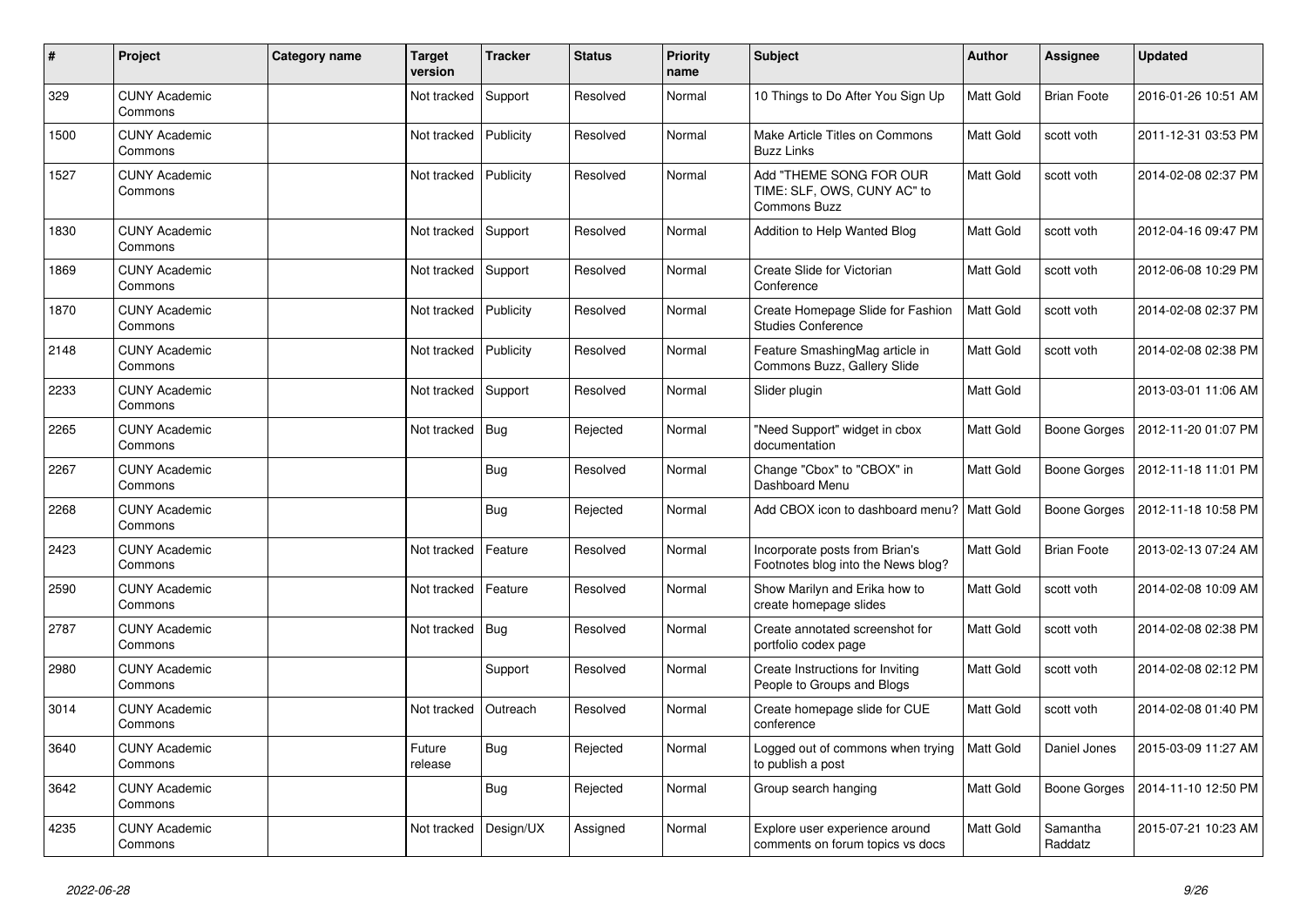| # | Project | Category name | Target version | Tracker | Status | Priority name | Subject | Author | Assignee | Updated |
|---|---|---|---|---|---|---|---|---|---|---|
| 329 | CUNY Academic Commons | | Not tracked | Support | Resolved | Normal | 10 Things to Do After You Sign Up | Matt Gold | Brian Foote | 2016-01-26 10:51 AM |
| 1500 | CUNY Academic Commons | | Not tracked | Publicity | Resolved | Normal | Make Article Titles on Commons Buzz Links | Matt Gold | scott voth | 2011-12-31 03:53 PM |
| 1527 | CUNY Academic Commons | | Not tracked | Publicity | Resolved | Normal | Add "THEME SONG FOR OUR TIME: SLF, OWS, CUNY AC" to Commons Buzz | Matt Gold | scott voth | 2014-02-08 02:37 PM |
| 1830 | CUNY Academic Commons | | Not tracked | Support | Resolved | Normal | Addition to Help Wanted Blog | Matt Gold | scott voth | 2012-04-16 09:47 PM |
| 1869 | CUNY Academic Commons | | Not tracked | Support | Resolved | Normal | Create Slide for Victorian Conference | Matt Gold | scott voth | 2012-06-08 10:29 PM |
| 1870 | CUNY Academic Commons | | Not tracked | Publicity | Resolved | Normal | Create Homepage Slide for Fashion Studies Conference | Matt Gold | scott voth | 2014-02-08 02:37 PM |
| 2148 | CUNY Academic Commons | | Not tracked | Publicity | Resolved | Normal | Feature SmashingMag article in Commons Buzz, Gallery Slide | Matt Gold | scott voth | 2014-02-08 02:38 PM |
| 2233 | CUNY Academic Commons | | Not tracked | Support | Resolved | Normal | Slider plugin | Matt Gold | | 2013-03-01 11:06 AM |
| 2265 | CUNY Academic Commons | | Not tracked | Bug | Rejected | Normal | "Need Support" widget in cbox documentation | Matt Gold | Boone Gorges | 2012-11-20 01:07 PM |
| 2267 | CUNY Academic Commons | | | Bug | Resolved | Normal | Change "Cbox" to "CBOX" in Dashboard Menu | Matt Gold | Boone Gorges | 2012-11-18 11:01 PM |
| 2268 | CUNY Academic Commons | | | Bug | Rejected | Normal | Add CBOX icon to dashboard menu? | Matt Gold | Boone Gorges | 2012-11-18 10:58 PM |
| 2423 | CUNY Academic Commons | | Not tracked | Feature | Resolved | Normal | Incorporate posts from Brian's Footnotes blog into the News blog? | Matt Gold | Brian Foote | 2013-02-13 07:24 AM |
| 2590 | CUNY Academic Commons | | Not tracked | Feature | Resolved | Normal | Show Marilyn and Erika how to create homepage slides | Matt Gold | scott voth | 2014-02-08 10:09 AM |
| 2787 | CUNY Academic Commons | | Not tracked | Bug | Resolved | Normal | Create annotated screenshot for portfolio codex page | Matt Gold | scott voth | 2014-02-08 02:38 PM |
| 2980 | CUNY Academic Commons | | | Support | Resolved | Normal | Create Instructions for Inviting People to Groups and Blogs | Matt Gold | scott voth | 2014-02-08 02:12 PM |
| 3014 | CUNY Academic Commons | | Not tracked | Outreach | Resolved | Normal | Create homepage slide for CUE conference | Matt Gold | scott voth | 2014-02-08 01:40 PM |
| 3640 | CUNY Academic Commons | | Future release | Bug | Rejected | Normal | Logged out of commons when trying to publish a post | Matt Gold | Daniel Jones | 2015-03-09 11:27 AM |
| 3642 | CUNY Academic Commons | | | Bug | Rejected | Normal | Group search hanging | Matt Gold | Boone Gorges | 2014-11-10 12:50 PM |
| 4235 | CUNY Academic Commons | | Not tracked | Design/UX | Assigned | Normal | Explore user experience around comments on forum topics vs docs | Matt Gold | Samantha Raddatz | 2015-07-21 10:23 AM |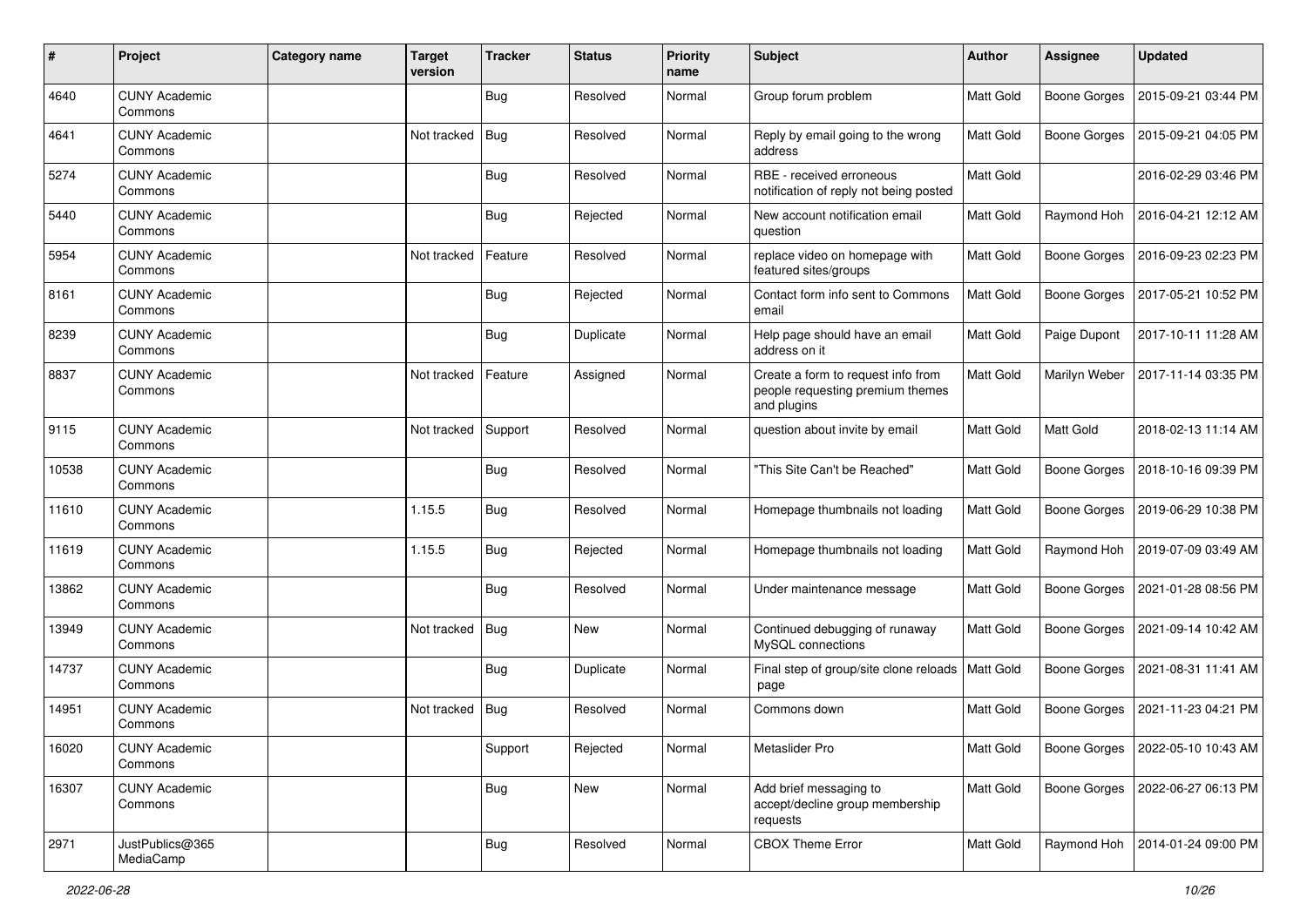| # | Project | Category name | Target version | Tracker | Status | Priority name | Subject | Author | Assignee | Updated |
|---|---|---|---|---|---|---|---|---|---|---|
| 4640 | CUNY Academic Commons | | | Bug | Resolved | Normal | Group forum problem | Matt Gold | Boone Gorges | 2015-09-21 03:44 PM |
| 4641 | CUNY Academic Commons | | Not tracked | Bug | Resolved | Normal | Reply by email going to the wrong address | Matt Gold | Boone Gorges | 2015-09-21 04:05 PM |
| 5274 | CUNY Academic Commons | | | Bug | Resolved | Normal | RBE - received erroneous notification of reply not being posted | Matt Gold | | 2016-02-29 03:46 PM |
| 5440 | CUNY Academic Commons | | | Bug | Rejected | Normal | New account notification email question | Matt Gold | Raymond Hoh | 2016-04-21 12:12 AM |
| 5954 | CUNY Academic Commons | | Not tracked | Feature | Resolved | Normal | replace video on homepage with featured sites/groups | Matt Gold | Boone Gorges | 2016-09-23 02:23 PM |
| 8161 | CUNY Academic Commons | | | Bug | Rejected | Normal | Contact form info sent to Commons email | Matt Gold | Boone Gorges | 2017-05-21 10:52 PM |
| 8239 | CUNY Academic Commons | | | Bug | Duplicate | Normal | Help page should have an email address on it | Matt Gold | Paige Dupont | 2017-10-11 11:28 AM |
| 8837 | CUNY Academic Commons | | Not tracked | Feature | Assigned | Normal | Create a form to request info from people requesting premium themes and plugins | Matt Gold | Marilyn Weber | 2017-11-14 03:35 PM |
| 9115 | CUNY Academic Commons | | Not tracked | Support | Resolved | Normal | question about invite by email | Matt Gold | Matt Gold | 2018-02-13 11:14 AM |
| 10538 | CUNY Academic Commons | | | Bug | Resolved | Normal | "This Site Can't be Reached" | Matt Gold | Boone Gorges | 2018-10-16 09:39 PM |
| 11610 | CUNY Academic Commons | | 1.15.5 | Bug | Resolved | Normal | Homepage thumbnails not loading | Matt Gold | Boone Gorges | 2019-06-29 10:38 PM |
| 11619 | CUNY Academic Commons | | 1.15.5 | Bug | Rejected | Normal | Homepage thumbnails not loading | Matt Gold | Raymond Hoh | 2019-07-09 03:49 AM |
| 13862 | CUNY Academic Commons | | | Bug | Resolved | Normal | Under maintenance message | Matt Gold | Boone Gorges | 2021-01-28 08:56 PM |
| 13949 | CUNY Academic Commons | | Not tracked | Bug | New | Normal | Continued debugging of runaway MySQL connections | Matt Gold | Boone Gorges | 2021-09-14 10:42 AM |
| 14737 | CUNY Academic Commons | | | Bug | Duplicate | Normal | Final step of group/site clone reloads page | Matt Gold | Boone Gorges | 2021-08-31 11:41 AM |
| 14951 | CUNY Academic Commons | | Not tracked | Bug | Resolved | Normal | Commons down | Matt Gold | Boone Gorges | 2021-11-23 04:21 PM |
| 16020 | CUNY Academic Commons | | | Support | Rejected | Normal | Metaslider Pro | Matt Gold | Boone Gorges | 2022-05-10 10:43 AM |
| 16307 | CUNY Academic Commons | | | Bug | New | Normal | Add brief messaging to accept/decline group membership requests | Matt Gold | Boone Gorges | 2022-06-27 06:13 PM |
| 2971 | JustPublics@365 MediaCamp | | | Bug | Resolved | Normal | CBOX Theme Error | Matt Gold | Raymond Hoh | 2014-01-24 09:00 PM |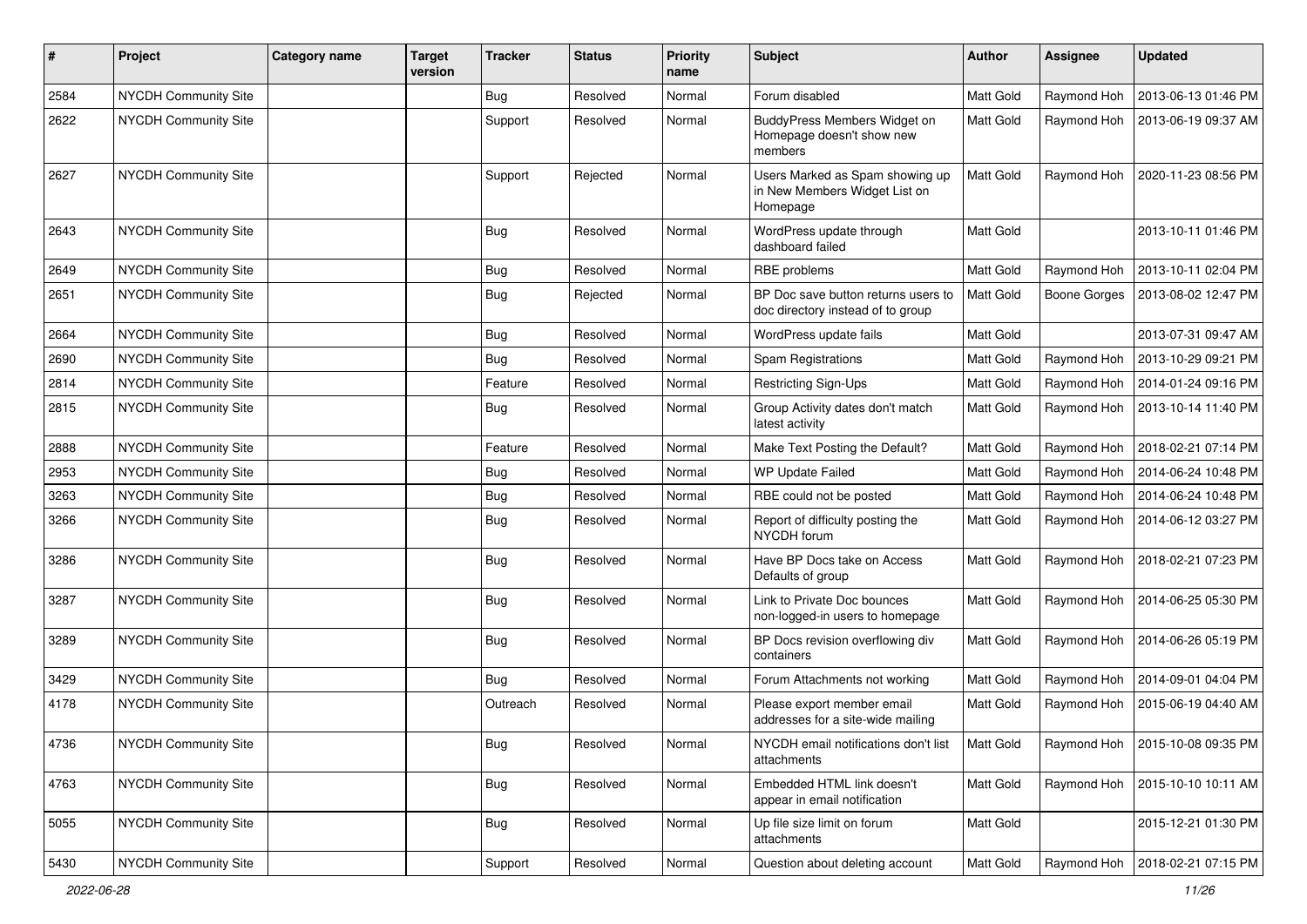| # | Project | Category name | Target version | Tracker | Status | Priority name | Subject | Author | Assignee | Updated |
|---|---|---|---|---|---|---|---|---|---|---|
| 2584 | NYCDH Community Site | | | Bug | Resolved | Normal | Forum disabled | Matt Gold | Raymond Hoh | 2013-06-13 01:46 PM |
| 2622 | NYCDH Community Site | | | Support | Resolved | Normal | BuddyPress Members Widget on Homepage doesn't show new members | Matt Gold | Raymond Hoh | 2013-06-19 09:37 AM |
| 2627 | NYCDH Community Site | | | Support | Rejected | Normal | Users Marked as Spam showing up in New Members Widget List on Homepage | Matt Gold | Raymond Hoh | 2020-11-23 08:56 PM |
| 2643 | NYCDH Community Site | | | Bug | Resolved | Normal | WordPress update through dashboard failed | Matt Gold | | 2013-10-11 01:46 PM |
| 2649 | NYCDH Community Site | | | Bug | Resolved | Normal | RBE problems | Matt Gold | Raymond Hoh | 2013-10-11 02:04 PM |
| 2651 | NYCDH Community Site | | | Bug | Rejected | Normal | BP Doc save button returns users to doc directory instead of to group | Matt Gold | Boone Gorges | 2013-08-02 12:47 PM |
| 2664 | NYCDH Community Site | | | Bug | Resolved | Normal | WordPress update fails | Matt Gold | | 2013-07-31 09:47 AM |
| 2690 | NYCDH Community Site | | | Bug | Resolved | Normal | Spam Registrations | Matt Gold | Raymond Hoh | 2013-10-29 09:21 PM |
| 2814 | NYCDH Community Site | | | Feature | Resolved | Normal | Restricting Sign-Ups | Matt Gold | Raymond Hoh | 2014-01-24 09:16 PM |
| 2815 | NYCDH Community Site | | | Bug | Resolved | Normal | Group Activity dates don't match latest activity | Matt Gold | Raymond Hoh | 2013-10-14 11:40 PM |
| 2888 | NYCDH Community Site | | | Feature | Resolved | Normal | Make Text Posting the Default? | Matt Gold | Raymond Hoh | 2018-02-21 07:14 PM |
| 2953 | NYCDH Community Site | | | Bug | Resolved | Normal | WP Update Failed | Matt Gold | Raymond Hoh | 2014-06-24 10:48 PM |
| 3263 | NYCDH Community Site | | | Bug | Resolved | Normal | RBE could not be posted | Matt Gold | Raymond Hoh | 2014-06-24 10:48 PM |
| 3266 | NYCDH Community Site | | | Bug | Resolved | Normal | Report of difficulty posting the NYCDH forum | Matt Gold | Raymond Hoh | 2014-06-12 03:27 PM |
| 3286 | NYCDH Community Site | | | Bug | Resolved | Normal | Have BP Docs take on Access Defaults of group | Matt Gold | Raymond Hoh | 2018-02-21 07:23 PM |
| 3287 | NYCDH Community Site | | | Bug | Resolved | Normal | Link to Private Doc bounces non-logged-in users to homepage | Matt Gold | Raymond Hoh | 2014-06-25 05:30 PM |
| 3289 | NYCDH Community Site | | | Bug | Resolved | Normal | BP Docs revision overflowing div containers | Matt Gold | Raymond Hoh | 2014-06-26 05:19 PM |
| 3429 | NYCDH Community Site | | | Bug | Resolved | Normal | Forum Attachments not working | Matt Gold | Raymond Hoh | 2014-09-01 04:04 PM |
| 4178 | NYCDH Community Site | | | Outreach | Resolved | Normal | Please export member email addresses for a site-wide mailing | Matt Gold | Raymond Hoh | 2015-06-19 04:40 AM |
| 4736 | NYCDH Community Site | | | Bug | Resolved | Normal | NYCDH email notifications don't list attachments | Matt Gold | Raymond Hoh | 2015-10-08 09:35 PM |
| 4763 | NYCDH Community Site | | | Bug | Resolved | Normal | Embedded HTML link doesn't appear in email notification | Matt Gold | Raymond Hoh | 2015-10-10 10:11 AM |
| 5055 | NYCDH Community Site | | | Bug | Resolved | Normal | Up file size limit on forum attachments | Matt Gold | | 2015-12-21 01:30 PM |
| 5430 | NYCDH Community Site | | | Support | Resolved | Normal | Question about deleting account | Matt Gold | Raymond Hoh | 2018-02-21 07:15 PM |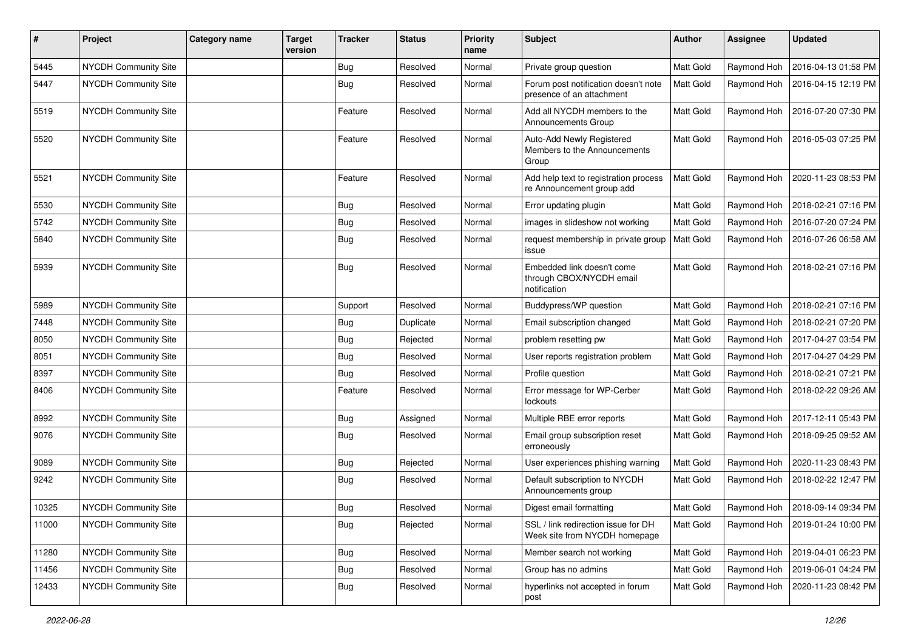| # | Project | Category name | Target version | Tracker | Status | Priority name | Subject | Author | Assignee | Updated |
|---|---|---|---|---|---|---|---|---|---|---|
| 5445 | NYCDH Community Site | | | Bug | Resolved | Normal | Private group question | Matt Gold | Raymond Hoh | 2016-04-13 01:58 PM |
| 5447 | NYCDH Community Site | | | Bug | Resolved | Normal | Forum post notification doesn't note presence of an attachment | Matt Gold | Raymond Hoh | 2016-04-15 12:19 PM |
| 5519 | NYCDH Community Site | | | Feature | Resolved | Normal | Add all NYCDH members to the Announcements Group | Matt Gold | Raymond Hoh | 2016-07-20 07:30 PM |
| 5520 | NYCDH Community Site | | | Feature | Resolved | Normal | Auto-Add Newly Registered Members to the Announcements Group | Matt Gold | Raymond Hoh | 2016-05-03 07:25 PM |
| 5521 | NYCDH Community Site | | | Feature | Resolved | Normal | Add help text to registration process re Announcement group add | Matt Gold | Raymond Hoh | 2020-11-23 08:53 PM |
| 5530 | NYCDH Community Site | | | Bug | Resolved | Normal | Error updating plugin | Matt Gold | Raymond Hoh | 2018-02-21 07:16 PM |
| 5742 | NYCDH Community Site | | | Bug | Resolved | Normal | images in slideshow not working | Matt Gold | Raymond Hoh | 2016-07-20 07:24 PM |
| 5840 | NYCDH Community Site | | | Bug | Resolved | Normal | request membership in private group issue | Matt Gold | Raymond Hoh | 2016-07-26 06:58 AM |
| 5939 | NYCDH Community Site | | | Bug | Resolved | Normal | Embedded link doesn't come through CBOX/NYCDH email notification | Matt Gold | Raymond Hoh | 2018-02-21 07:16 PM |
| 5989 | NYCDH Community Site | | | Support | Resolved | Normal | Buddypress/WP question | Matt Gold | Raymond Hoh | 2018-02-21 07:16 PM |
| 7448 | NYCDH Community Site | | | Bug | Duplicate | Normal | Email subscription changed | Matt Gold | Raymond Hoh | 2018-02-21 07:20 PM |
| 8050 | NYCDH Community Site | | | Bug | Rejected | Normal | problem resetting pw | Matt Gold | Raymond Hoh | 2017-04-27 03:54 PM |
| 8051 | NYCDH Community Site | | | Bug | Resolved | Normal | User reports registration problem | Matt Gold | Raymond Hoh | 2017-04-27 04:29 PM |
| 8397 | NYCDH Community Site | | | Bug | Resolved | Normal | Profile question | Matt Gold | Raymond Hoh | 2018-02-21 07:21 PM |
| 8406 | NYCDH Community Site | | | Feature | Resolved | Normal | Error message for WP-Cerber lockouts | Matt Gold | Raymond Hoh | 2018-02-22 09:26 AM |
| 8992 | NYCDH Community Site | | | Bug | Assigned | Normal | Multiple RBE error reports | Matt Gold | Raymond Hoh | 2017-12-11 05:43 PM |
| 9076 | NYCDH Community Site | | | Bug | Resolved | Normal | Email group subscription reset erroneously | Matt Gold | Raymond Hoh | 2018-09-25 09:52 AM |
| 9089 | NYCDH Community Site | | | Bug | Rejected | Normal | User experiences phishing warning | Matt Gold | Raymond Hoh | 2020-11-23 08:43 PM |
| 9242 | NYCDH Community Site | | | Bug | Resolved | Normal | Default subscription to NYCDH Announcements group | Matt Gold | Raymond Hoh | 2018-02-22 12:47 PM |
| 10325 | NYCDH Community Site | | | Bug | Resolved | Normal | Digest email formatting | Matt Gold | Raymond Hoh | 2018-09-14 09:34 PM |
| 11000 | NYCDH Community Site | | | Bug | Rejected | Normal | SSL / link redirection issue for DH Week site from NYCDH homepage | Matt Gold | Raymond Hoh | 2019-01-24 10:00 PM |
| 11280 | NYCDH Community Site | | | Bug | Resolved | Normal | Member search not working | Matt Gold | Raymond Hoh | 2019-04-01 06:23 PM |
| 11456 | NYCDH Community Site | | | Bug | Resolved | Normal | Group has no admins | Matt Gold | Raymond Hoh | 2019-06-01 04:24 PM |
| 12433 | NYCDH Community Site | | | Bug | Resolved | Normal | hyperlinks not accepted in forum post | Matt Gold | Raymond Hoh | 2020-11-23 08:42 PM |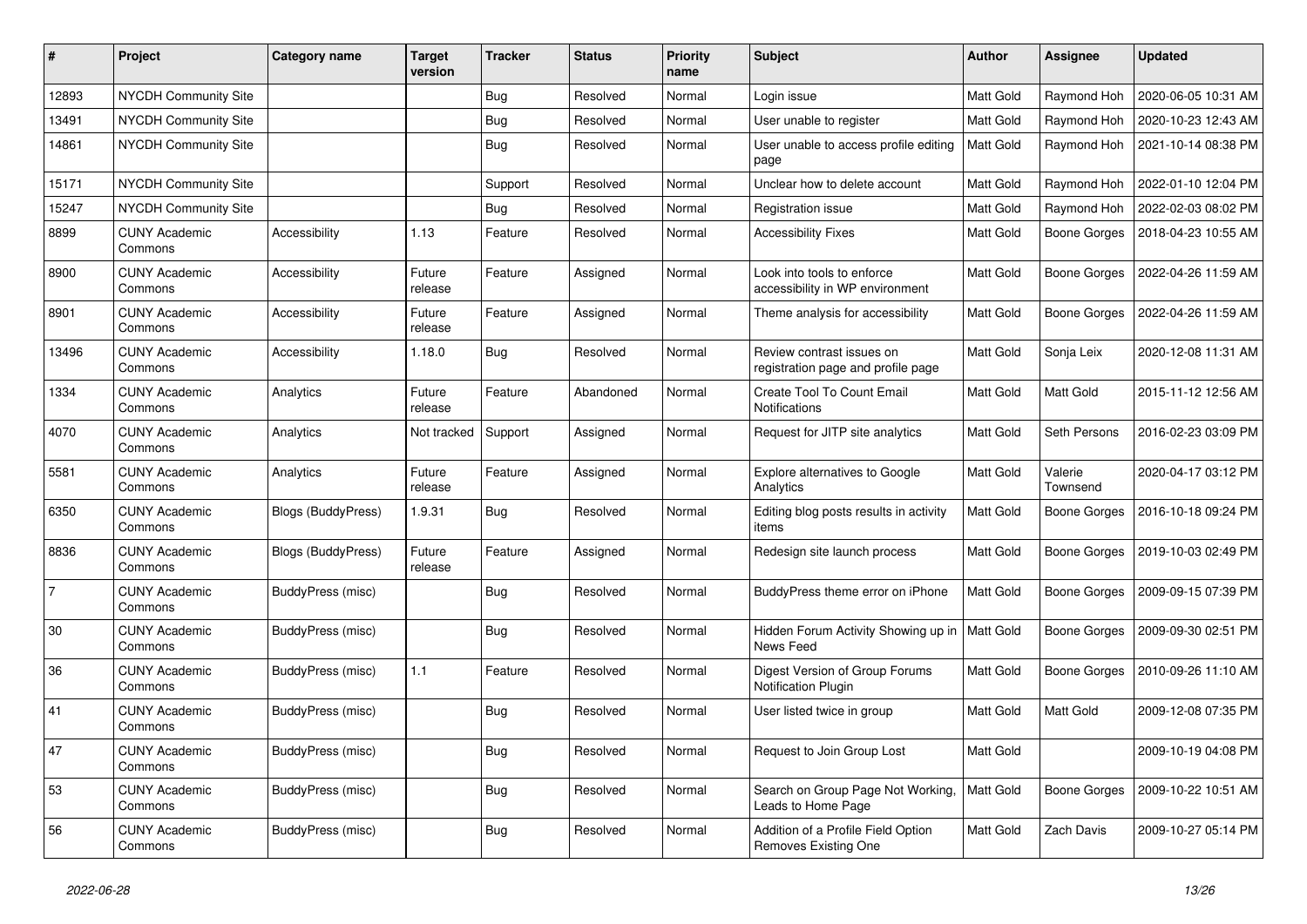| # | Project | Category name | Target version | Tracker | Status | Priority name | Subject | Author | Assignee | Updated |
|---|---|---|---|---|---|---|---|---|---|---|
| 12893 | NYCDH Community Site | | | Bug | Resolved | Normal | Login issue | Matt Gold | Raymond Hoh | 2020-06-05 10:31 AM |
| 13491 | NYCDH Community Site | | | Bug | Resolved | Normal | User unable to register | Matt Gold | Raymond Hoh | 2020-10-23 12:43 AM |
| 14861 | NYCDH Community Site | | | Bug | Resolved | Normal | User unable to access profile editing page | Matt Gold | Raymond Hoh | 2021-10-14 08:38 PM |
| 15171 | NYCDH Community Site | | | Support | Resolved | Normal | Unclear how to delete account | Matt Gold | Raymond Hoh | 2022-01-10 12:04 PM |
| 15247 | NYCDH Community Site | | | Bug | Resolved | Normal | Registration issue | Matt Gold | Raymond Hoh | 2022-02-03 08:02 PM |
| 8899 | CUNY Academic Commons | Accessibility | 1.13 | Feature | Resolved | Normal | Accessibility Fixes | Matt Gold | Boone Gorges | 2018-04-23 10:55 AM |
| 8900 | CUNY Academic Commons | Accessibility | Future release | Feature | Assigned | Normal | Look into tools to enforce accessibility in WP environment | Matt Gold | Boone Gorges | 2022-04-26 11:59 AM |
| 8901 | CUNY Academic Commons | Accessibility | Future release | Feature | Assigned | Normal | Theme analysis for accessibility | Matt Gold | Boone Gorges | 2022-04-26 11:59 AM |
| 13496 | CUNY Academic Commons | Accessibility | 1.18.0 | Bug | Resolved | Normal | Review contrast issues on registration page and profile page | Matt Gold | Sonja Leix | 2020-12-08 11:31 AM |
| 1334 | CUNY Academic Commons | Analytics | Future release | Feature | Abandoned | Normal | Create Tool To Count Email Notifications | Matt Gold | Matt Gold | 2015-11-12 12:56 AM |
| 4070 | CUNY Academic Commons | Analytics | Not tracked | Support | Assigned | Normal | Request for JITP site analytics | Matt Gold | Seth Persons | 2016-02-23 03:09 PM |
| 5581 | CUNY Academic Commons | Analytics | Future release | Feature | Assigned | Normal | Explore alternatives to Google Analytics | Matt Gold | Valerie Townsend | 2020-04-17 03:12 PM |
| 6350 | CUNY Academic Commons | Blogs (BuddyPress) | 1.9.31 | Bug | Resolved | Normal | Editing blog posts results in activity items | Matt Gold | Boone Gorges | 2016-10-18 09:24 PM |
| 8836 | CUNY Academic Commons | Blogs (BuddyPress) | Future release | Feature | Assigned | Normal | Redesign site launch process | Matt Gold | Boone Gorges | 2019-10-03 02:49 PM |
| 7 | CUNY Academic Commons | BuddyPress (misc) | | Bug | Resolved | Normal | BuddyPress theme error on iPhone | Matt Gold | Boone Gorges | 2009-09-15 07:39 PM |
| 30 | CUNY Academic Commons | BuddyPress (misc) | | Bug | Resolved | Normal | Hidden Forum Activity Showing up in News Feed | Matt Gold | Boone Gorges | 2009-09-30 02:51 PM |
| 36 | CUNY Academic Commons | BuddyPress (misc) | 1.1 | Feature | Resolved | Normal | Digest Version of Group Forums Notification Plugin | Matt Gold | Boone Gorges | 2010-09-26 11:10 AM |
| 41 | CUNY Academic Commons | BuddyPress (misc) | | Bug | Resolved | Normal | User listed twice in group | Matt Gold | Matt Gold | 2009-12-08 07:35 PM |
| 47 | CUNY Academic Commons | BuddyPress (misc) | | Bug | Resolved | Normal | Request to Join Group Lost | Matt Gold | | 2009-10-19 04:08 PM |
| 53 | CUNY Academic Commons | BuddyPress (misc) | | Bug | Resolved | Normal | Search on Group Page Not Working, Leads to Home Page | Matt Gold | Boone Gorges | 2009-10-22 10:51 AM |
| 56 | CUNY Academic Commons | BuddyPress (misc) | | Bug | Resolved | Normal | Addition of a Profile Field Option Removes Existing One | Matt Gold | Zach Davis | 2009-10-27 05:14 PM |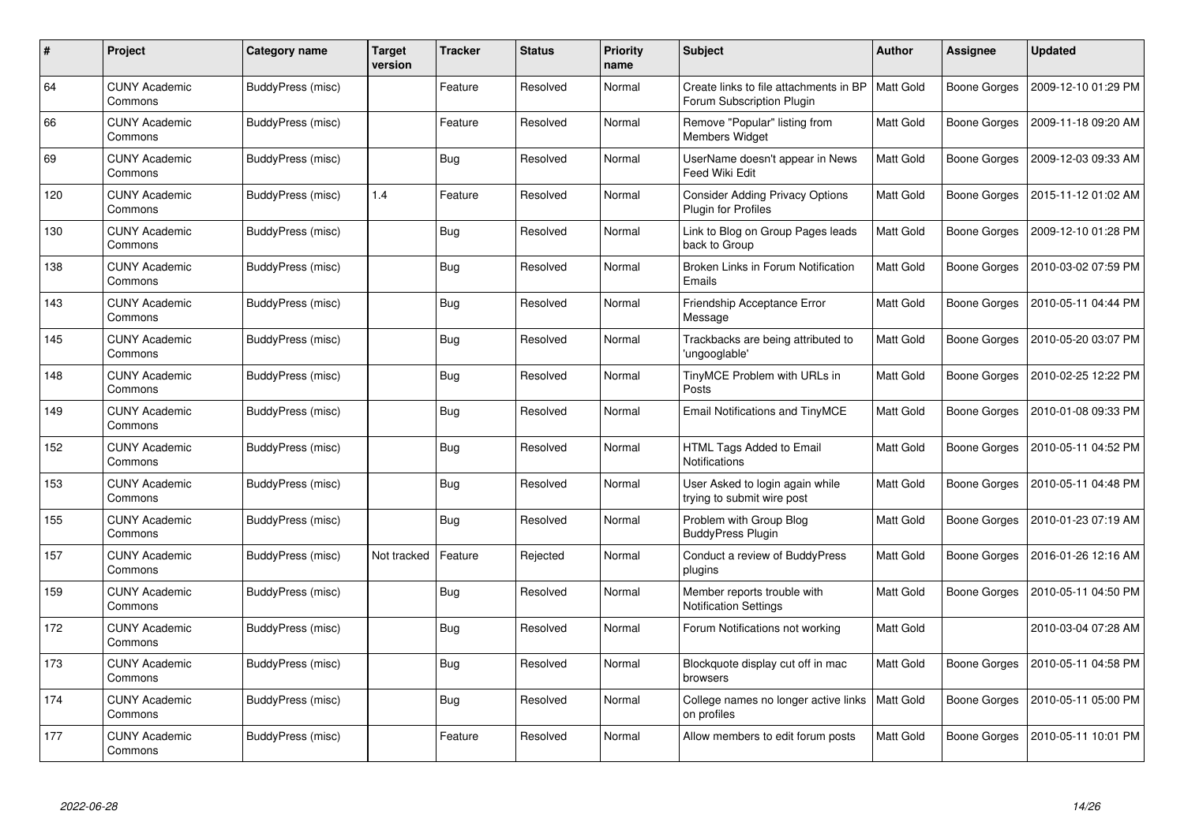| # | Project | Category name | Target version | Tracker | Status | Priority name | Subject | Author | Assignee | Updated |
|---|---|---|---|---|---|---|---|---|---|---|
| 64 | CUNY Academic Commons | BuddyPress (misc) | | Feature | Resolved | Normal | Create links to file attachments in BP Forum Subscription Plugin | Matt Gold | Boone Gorges | 2009-12-10 01:29 PM |
| 66 | CUNY Academic Commons | BuddyPress (misc) | | Feature | Resolved | Normal | Remove "Popular" listing from Members Widget | Matt Gold | Boone Gorges | 2009-11-18 09:20 AM |
| 69 | CUNY Academic Commons | BuddyPress (misc) | | Bug | Resolved | Normal | UserName doesn't appear in News Feed Wiki Edit | Matt Gold | Boone Gorges | 2009-12-03 09:33 AM |
| 120 | CUNY Academic Commons | BuddyPress (misc) | 1.4 | Feature | Resolved | Normal | Consider Adding Privacy Options Plugin for Profiles | Matt Gold | Boone Gorges | 2015-11-12 01:02 AM |
| 130 | CUNY Academic Commons | BuddyPress (misc) | | Bug | Resolved | Normal | Link to Blog on Group Pages leads back to Group | Matt Gold | Boone Gorges | 2009-12-10 01:28 PM |
| 138 | CUNY Academic Commons | BuddyPress (misc) | | Bug | Resolved | Normal | Broken Links in Forum Notification Emails | Matt Gold | Boone Gorges | 2010-03-02 07:59 PM |
| 143 | CUNY Academic Commons | BuddyPress (misc) | | Bug | Resolved | Normal | Friendship Acceptance Error Message | Matt Gold | Boone Gorges | 2010-05-11 04:44 PM |
| 145 | CUNY Academic Commons | BuddyPress (misc) | | Bug | Resolved | Normal | Trackbacks are being attributed to 'ungooglable' | Matt Gold | Boone Gorges | 2010-05-20 03:07 PM |
| 148 | CUNY Academic Commons | BuddyPress (misc) | | Bug | Resolved | Normal | TinyMCE Problem with URLs in Posts | Matt Gold | Boone Gorges | 2010-02-25 12:22 PM |
| 149 | CUNY Academic Commons | BuddyPress (misc) | | Bug | Resolved | Normal | Email Notifications and TinyMCE | Matt Gold | Boone Gorges | 2010-01-08 09:33 PM |
| 152 | CUNY Academic Commons | BuddyPress (misc) | | Bug | Resolved | Normal | HTML Tags Added to Email Notifications | Matt Gold | Boone Gorges | 2010-05-11 04:52 PM |
| 153 | CUNY Academic Commons | BuddyPress (misc) | | Bug | Resolved | Normal | User Asked to login again while trying to submit wire post | Matt Gold | Boone Gorges | 2010-05-11 04:48 PM |
| 155 | CUNY Academic Commons | BuddyPress (misc) | | Bug | Resolved | Normal | Problem with Group Blog BuddyPress Plugin | Matt Gold | Boone Gorges | 2010-01-23 07:19 AM |
| 157 | CUNY Academic Commons | BuddyPress (misc) | Not tracked | Feature | Rejected | Normal | Conduct a review of BuddyPress plugins | Matt Gold | Boone Gorges | 2016-01-26 12:16 AM |
| 159 | CUNY Academic Commons | BuddyPress (misc) | | Bug | Resolved | Normal | Member reports trouble with Notification Settings | Matt Gold | Boone Gorges | 2010-05-11 04:50 PM |
| 172 | CUNY Academic Commons | BuddyPress (misc) | | Bug | Resolved | Normal | Forum Notifications not working | Matt Gold | | 2010-03-04 07:28 AM |
| 173 | CUNY Academic Commons | BuddyPress (misc) | | Bug | Resolved | Normal | Blockquote display cut off in mac browsers | Matt Gold | Boone Gorges | 2010-05-11 04:58 PM |
| 174 | CUNY Academic Commons | BuddyPress (misc) | | Bug | Resolved | Normal | College names no longer active links on profiles | Matt Gold | Boone Gorges | 2010-05-11 05:00 PM |
| 177 | CUNY Academic Commons | BuddyPress (misc) | | Feature | Resolved | Normal | Allow members to edit forum posts | Matt Gold | Boone Gorges | 2010-05-11 10:01 PM |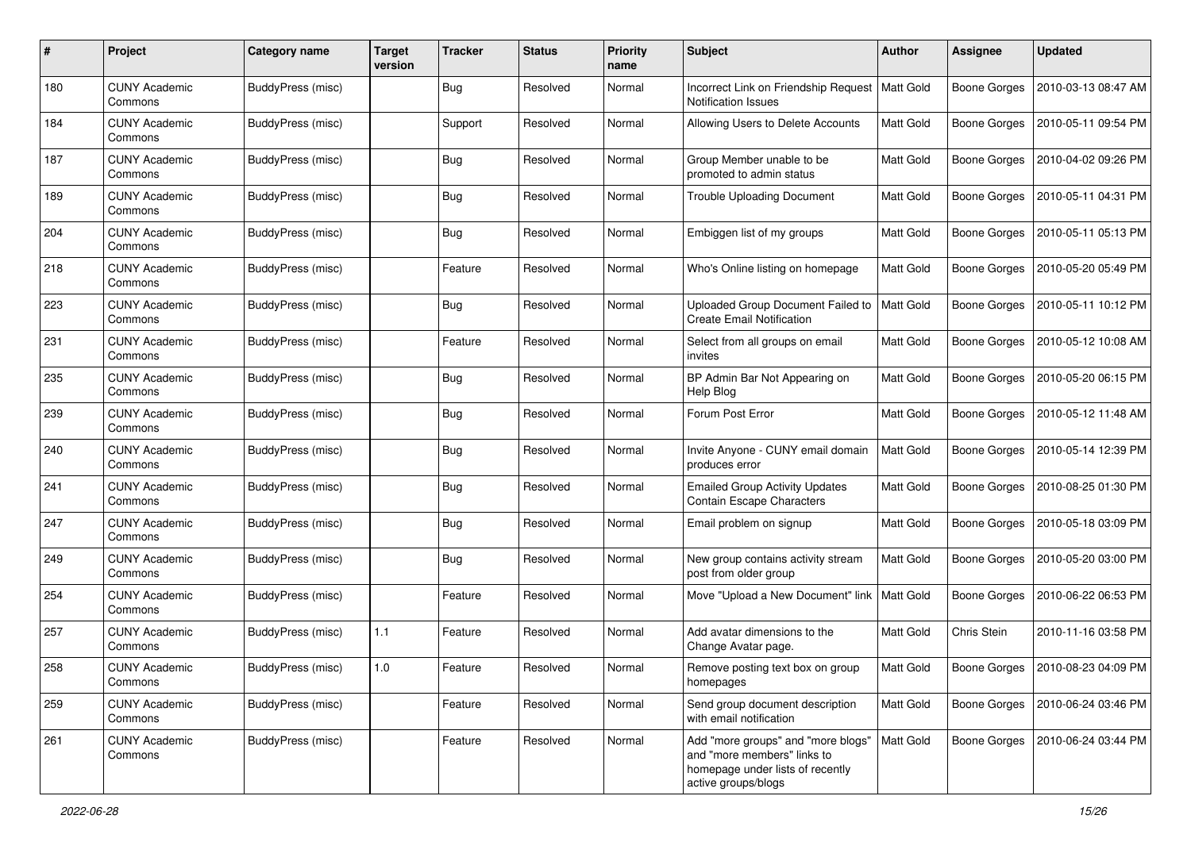| # | Project | Category name | Target version | Tracker | Status | Priority name | Subject | Author | Assignee | Updated |
|---|---|---|---|---|---|---|---|---|---|---|
| 180 | CUNY Academic Commons | BuddyPress (misc) | | Bug | Resolved | Normal | Incorrect Link on Friendship Request Notification Issues | Matt Gold | Boone Gorges | 2010-03-13 08:47 AM |
| 184 | CUNY Academic Commons | BuddyPress (misc) | | Support | Resolved | Normal | Allowing Users to Delete Accounts | Matt Gold | Boone Gorges | 2010-05-11 09:54 PM |
| 187 | CUNY Academic Commons | BuddyPress (misc) | | Bug | Resolved | Normal | Group Member unable to be promoted to admin status | Matt Gold | Boone Gorges | 2010-04-02 09:26 PM |
| 189 | CUNY Academic Commons | BuddyPress (misc) | | Bug | Resolved | Normal | Trouble Uploading Document | Matt Gold | Boone Gorges | 2010-05-11 04:31 PM |
| 204 | CUNY Academic Commons | BuddyPress (misc) | | Bug | Resolved | Normal | Embiggen list of my groups | Matt Gold | Boone Gorges | 2010-05-11 05:13 PM |
| 218 | CUNY Academic Commons | BuddyPress (misc) | | Feature | Resolved | Normal | Who's Online listing on homepage | Matt Gold | Boone Gorges | 2010-05-20 05:49 PM |
| 223 | CUNY Academic Commons | BuddyPress (misc) | | Bug | Resolved | Normal | Uploaded Group Document Failed to Create Email Notification | Matt Gold | Boone Gorges | 2010-05-11 10:12 PM |
| 231 | CUNY Academic Commons | BuddyPress (misc) | | Feature | Resolved | Normal | Select from all groups on email invites | Matt Gold | Boone Gorges | 2010-05-12 10:08 AM |
| 235 | CUNY Academic Commons | BuddyPress (misc) | | Bug | Resolved | Normal | BP Admin Bar Not Appearing on Help Blog | Matt Gold | Boone Gorges | 2010-05-20 06:15 PM |
| 239 | CUNY Academic Commons | BuddyPress (misc) | | Bug | Resolved | Normal | Forum Post Error | Matt Gold | Boone Gorges | 2010-05-12 11:48 AM |
| 240 | CUNY Academic Commons | BuddyPress (misc) | | Bug | Resolved | Normal | Invite Anyone - CUNY email domain produces error | Matt Gold | Boone Gorges | 2010-05-14 12:39 PM |
| 241 | CUNY Academic Commons | BuddyPress (misc) | | Bug | Resolved | Normal | Emailed Group Activity Updates Contain Escape Characters | Matt Gold | Boone Gorges | 2010-08-25 01:30 PM |
| 247 | CUNY Academic Commons | BuddyPress (misc) | | Bug | Resolved | Normal | Email problem on signup | Matt Gold | Boone Gorges | 2010-05-18 03:09 PM |
| 249 | CUNY Academic Commons | BuddyPress (misc) | | Bug | Resolved | Normal | New group contains activity stream post from older group | Matt Gold | Boone Gorges | 2010-05-20 03:00 PM |
| 254 | CUNY Academic Commons | BuddyPress (misc) | | Feature | Resolved | Normal | Move "Upload a New Document" link | Matt Gold | Boone Gorges | 2010-06-22 06:53 PM |
| 257 | CUNY Academic Commons | BuddyPress (misc) | 1.1 | Feature | Resolved | Normal | Add avatar dimensions to the Change Avatar page. | Matt Gold | Chris Stein | 2010-11-16 03:58 PM |
| 258 | CUNY Academic Commons | BuddyPress (misc) | 1.0 | Feature | Resolved | Normal | Remove posting text box on group homepages | Matt Gold | Boone Gorges | 2010-08-23 04:09 PM |
| 259 | CUNY Academic Commons | BuddyPress (misc) | | Feature | Resolved | Normal | Send group document description with email notification | Matt Gold | Boone Gorges | 2010-06-24 03:46 PM |
| 261 | CUNY Academic Commons | BuddyPress (misc) | | Feature | Resolved | Normal | Add "more groups" and "more blogs" and "more members" links to homepage under lists of recently active groups/blogs | Matt Gold | Boone Gorges | 2010-06-24 03:44 PM |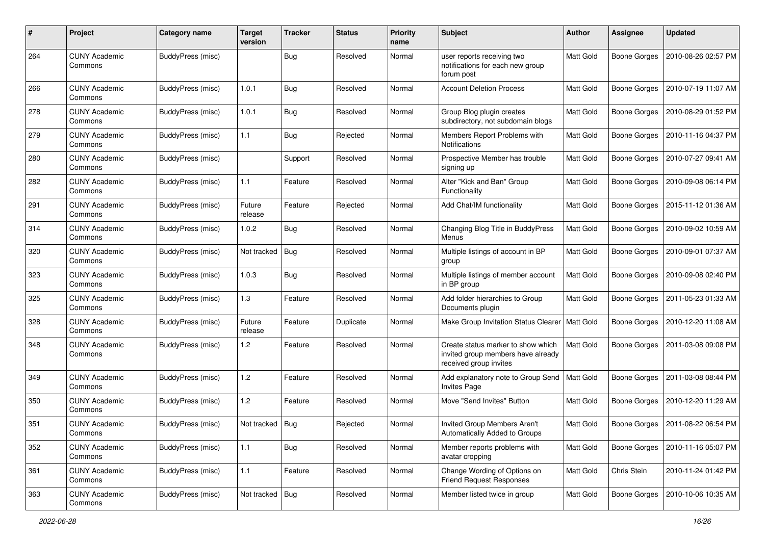| # | Project | Category name | Target version | Tracker | Status | Priority name | Subject | Author | Assignee | Updated |
|---|---|---|---|---|---|---|---|---|---|---|
| 264 | CUNY Academic Commons | BuddyPress (misc) | | Bug | Resolved | Normal | user reports receiving two notifications for each new group forum post | Matt Gold | Boone Gorges | 2010-08-26 02:57 PM |
| 266 | CUNY Academic Commons | BuddyPress (misc) | 1.0.1 | Bug | Resolved | Normal | Account Deletion Process | Matt Gold | Boone Gorges | 2010-07-19 11:07 AM |
| 278 | CUNY Academic Commons | BuddyPress (misc) | 1.0.1 | Bug | Resolved | Normal | Group Blog plugin creates subdirectory, not subdomain blogs | Matt Gold | Boone Gorges | 2010-08-29 01:52 PM |
| 279 | CUNY Academic Commons | BuddyPress (misc) | 1.1 | Bug | Rejected | Normal | Members Report Problems with Notifications | Matt Gold | Boone Gorges | 2010-11-16 04:37 PM |
| 280 | CUNY Academic Commons | BuddyPress (misc) | | Support | Resolved | Normal | Prospective Member has trouble signing up | Matt Gold | Boone Gorges | 2010-07-27 09:41 AM |
| 282 | CUNY Academic Commons | BuddyPress (misc) | 1.1 | Feature | Resolved | Normal | Alter "Kick and Ban" Group Functionality | Matt Gold | Boone Gorges | 2010-09-08 06:14 PM |
| 291 | CUNY Academic Commons | BuddyPress (misc) | Future release | Feature | Rejected | Normal | Add Chat/IM functionality | Matt Gold | Boone Gorges | 2015-11-12 01:36 AM |
| 314 | CUNY Academic Commons | BuddyPress (misc) | 1.0.2 | Bug | Resolved | Normal | Changing Blog Title in BuddyPress Menus | Matt Gold | Boone Gorges | 2010-09-02 10:59 AM |
| 320 | CUNY Academic Commons | BuddyPress (misc) | Not tracked | Bug | Resolved | Normal | Multiple listings of account in BP group | Matt Gold | Boone Gorges | 2010-09-01 07:37 AM |
| 323 | CUNY Academic Commons | BuddyPress (misc) | 1.0.3 | Bug | Resolved | Normal | Multiple listings of member account in BP group | Matt Gold | Boone Gorges | 2010-09-08 02:40 PM |
| 325 | CUNY Academic Commons | BuddyPress (misc) | 1.3 | Feature | Resolved | Normal | Add folder hierarchies to Group Documents plugin | Matt Gold | Boone Gorges | 2011-05-23 01:33 AM |
| 328 | CUNY Academic Commons | BuddyPress (misc) | Future release | Feature | Duplicate | Normal | Make Group Invitation Status Clearer | Matt Gold | Boone Gorges | 2010-12-20 11:08 AM |
| 348 | CUNY Academic Commons | BuddyPress (misc) | 1.2 | Feature | Resolved | Normal | Create status marker to show which invited group members have already received group invites | Matt Gold | Boone Gorges | 2011-03-08 09:08 PM |
| 349 | CUNY Academic Commons | BuddyPress (misc) | 1.2 | Feature | Resolved | Normal | Add explanatory note to Group Send Invites Page | Matt Gold | Boone Gorges | 2011-03-08 08:44 PM |
| 350 | CUNY Academic Commons | BuddyPress (misc) | 1.2 | Feature | Resolved | Normal | Move "Send Invites" Button | Matt Gold | Boone Gorges | 2010-12-20 11:29 AM |
| 351 | CUNY Academic Commons | BuddyPress (misc) | Not tracked | Bug | Rejected | Normal | Invited Group Members Aren't Automatically Added to Groups | Matt Gold | Boone Gorges | 2011-08-22 06:54 PM |
| 352 | CUNY Academic Commons | BuddyPress (misc) | 1.1 | Bug | Resolved | Normal | Member reports problems with avatar cropping | Matt Gold | Boone Gorges | 2010-11-16 05:07 PM |
| 361 | CUNY Academic Commons | BuddyPress (misc) | 1.1 | Feature | Resolved | Normal | Change Wording of Options on Friend Request Responses | Matt Gold | Chris Stein | 2010-11-24 01:42 PM |
| 363 | CUNY Academic Commons | BuddyPress (misc) | Not tracked | Bug | Resolved | Normal | Member listed twice in group | Matt Gold | Boone Gorges | 2010-10-06 10:35 AM |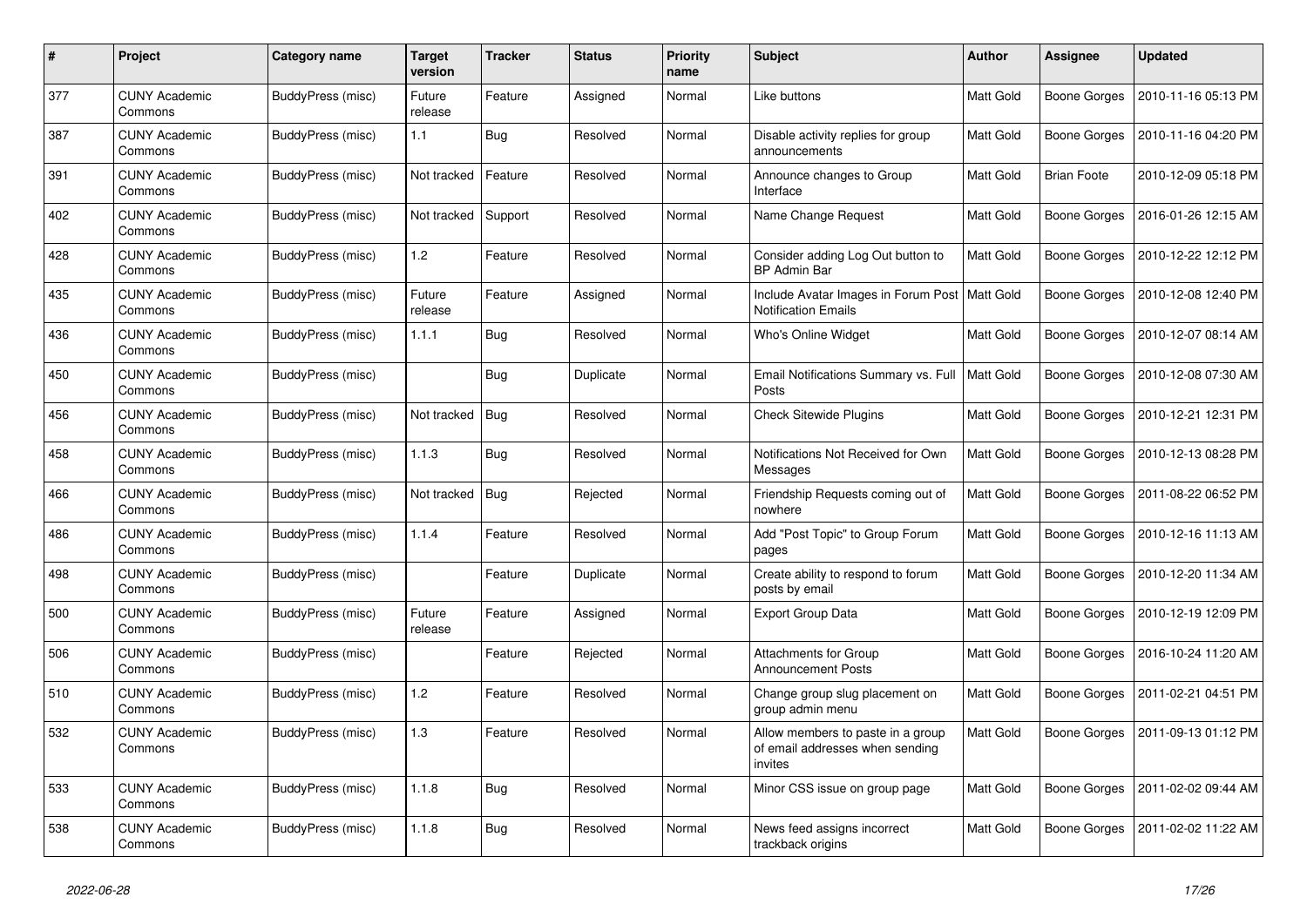| # | Project | Category name | Target version | Tracker | Status | Priority name | Subject | Author | Assignee | Updated |
|---|---|---|---|---|---|---|---|---|---|---|
| 377 | CUNY Academic Commons | BuddyPress (misc) | Future release | Feature | Assigned | Normal | Like buttons | Matt Gold | Boone Gorges | 2010-11-16 05:13 PM |
| 387 | CUNY Academic Commons | BuddyPress (misc) | 1.1 | Bug | Resolved | Normal | Disable activity replies for group announcements | Matt Gold | Boone Gorges | 2010-11-16 04:20 PM |
| 391 | CUNY Academic Commons | BuddyPress (misc) | Not tracked | Feature | Resolved | Normal | Announce changes to Group Interface | Matt Gold | Brian Foote | 2010-12-09 05:18 PM |
| 402 | CUNY Academic Commons | BuddyPress (misc) | Not tracked | Support | Resolved | Normal | Name Change Request | Matt Gold | Boone Gorges | 2016-01-26 12:15 AM |
| 428 | CUNY Academic Commons | BuddyPress (misc) | 1.2 | Feature | Resolved | Normal | Consider adding Log Out button to BP Admin Bar | Matt Gold | Boone Gorges | 2010-12-22 12:12 PM |
| 435 | CUNY Academic Commons | BuddyPress (misc) | Future release | Feature | Assigned | Normal | Include Avatar Images in Forum Post Notification Emails | Matt Gold | Boone Gorges | 2010-12-08 12:40 PM |
| 436 | CUNY Academic Commons | BuddyPress (misc) | 1.1.1 | Bug | Resolved | Normal | Who's Online Widget | Matt Gold | Boone Gorges | 2010-12-07 08:14 AM |
| 450 | CUNY Academic Commons | BuddyPress (misc) | | Bug | Duplicate | Normal | Email Notifications Summary vs. Full Posts | Matt Gold | Boone Gorges | 2010-12-08 07:30 AM |
| 456 | CUNY Academic Commons | BuddyPress (misc) | Not tracked | Bug | Resolved | Normal | Check Sitewide Plugins | Matt Gold | Boone Gorges | 2010-12-21 12:31 PM |
| 458 | CUNY Academic Commons | BuddyPress (misc) | 1.1.3 | Bug | Resolved | Normal | Notifications Not Received for Own Messages | Matt Gold | Boone Gorges | 2010-12-13 08:28 PM |
| 466 | CUNY Academic Commons | BuddyPress (misc) | Not tracked | Bug | Rejected | Normal | Friendship Requests coming out of nowhere | Matt Gold | Boone Gorges | 2011-08-22 06:52 PM |
| 486 | CUNY Academic Commons | BuddyPress (misc) | 1.1.4 | Feature | Resolved | Normal | Add "Post Topic" to Group Forum pages | Matt Gold | Boone Gorges | 2010-12-16 11:13 AM |
| 498 | CUNY Academic Commons | BuddyPress (misc) | | Feature | Duplicate | Normal | Create ability to respond to forum posts by email | Matt Gold | Boone Gorges | 2010-12-20 11:34 AM |
| 500 | CUNY Academic Commons | BuddyPress (misc) | Future release | Feature | Assigned | Normal | Export Group Data | Matt Gold | Boone Gorges | 2010-12-19 12:09 PM |
| 506 | CUNY Academic Commons | BuddyPress (misc) | | Feature | Rejected | Normal | Attachments for Group Announcement Posts | Matt Gold | Boone Gorges | 2016-10-24 11:20 AM |
| 510 | CUNY Academic Commons | BuddyPress (misc) | 1.2 | Feature | Resolved | Normal | Change group slug placement on group admin menu | Matt Gold | Boone Gorges | 2011-02-21 04:51 PM |
| 532 | CUNY Academic Commons | BuddyPress (misc) | 1.3 | Feature | Resolved | Normal | Allow members to paste in a group of email addresses when sending invites | Matt Gold | Boone Gorges | 2011-09-13 01:12 PM |
| 533 | CUNY Academic Commons | BuddyPress (misc) | 1.1.8 | Bug | Resolved | Normal | Minor CSS issue on group page | Matt Gold | Boone Gorges | 2011-02-02 09:44 AM |
| 538 | CUNY Academic Commons | BuddyPress (misc) | 1.1.8 | Bug | Resolved | Normal | News feed assigns incorrect trackback origins | Matt Gold | Boone Gorges | 2011-02-02 11:22 AM |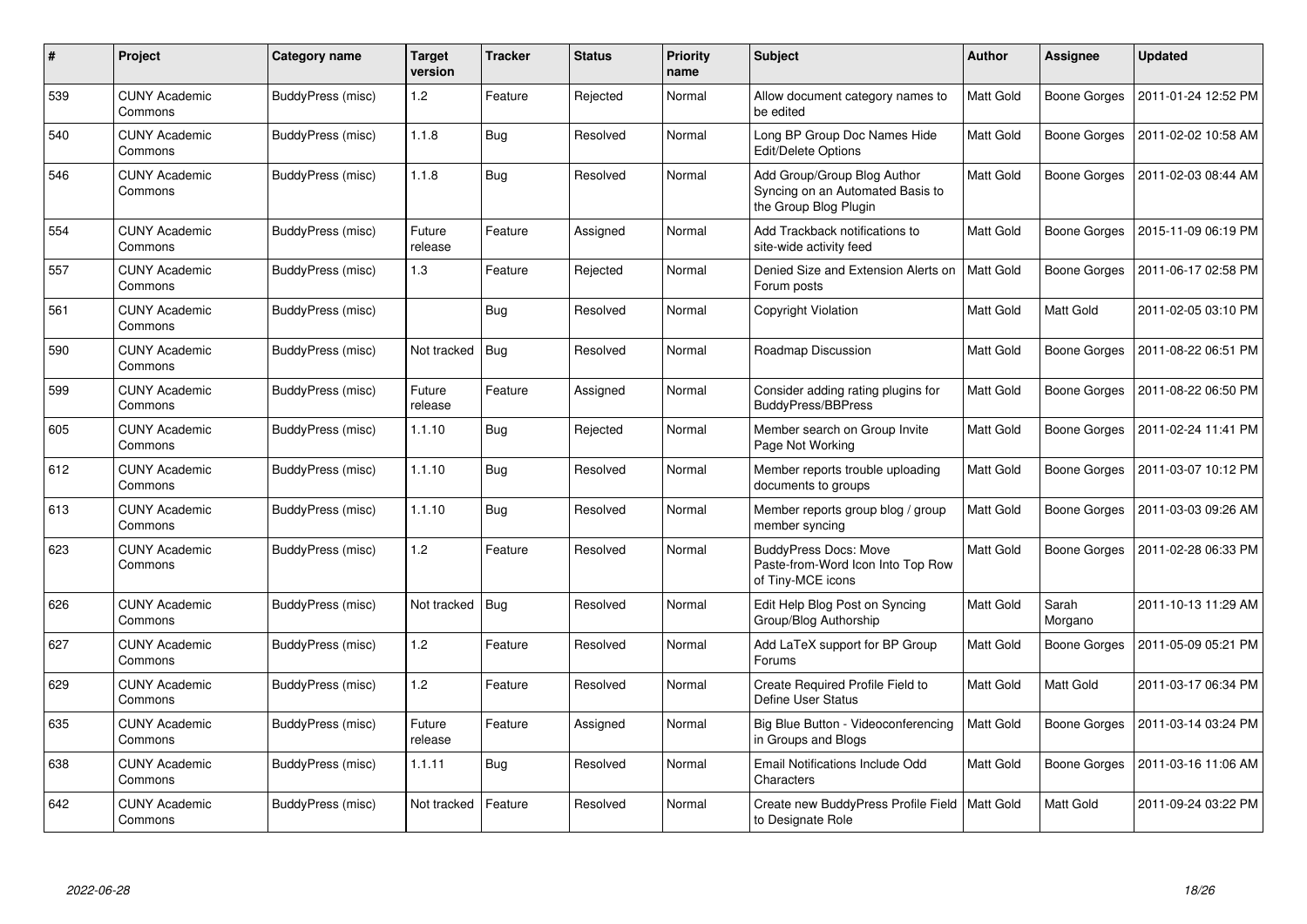| # | Project | Category name | Target version | Tracker | Status | Priority name | Subject | Author | Assignee | Updated |
|---|---|---|---|---|---|---|---|---|---|---|
| 539 | CUNY Academic Commons | BuddyPress (misc) | 1.2 | Feature | Rejected | Normal | Allow document category names to be edited | Matt Gold | Boone Gorges | 2011-01-24 12:52 PM |
| 540 | CUNY Academic Commons | BuddyPress (misc) | 1.1.8 | Bug | Resolved | Normal | Long BP Group Doc Names Hide Edit/Delete Options | Matt Gold | Boone Gorges | 2011-02-02 10:58 AM |
| 546 | CUNY Academic Commons | BuddyPress (misc) | 1.1.8 | Bug | Resolved | Normal | Add Group/Group Blog Author Syncing on an Automated Basis to the Group Blog Plugin | Matt Gold | Boone Gorges | 2011-02-03 08:44 AM |
| 554 | CUNY Academic Commons | BuddyPress (misc) | Future release | Feature | Assigned | Normal | Add Trackback notifications to site-wide activity feed | Matt Gold | Boone Gorges | 2015-11-09 06:19 PM |
| 557 | CUNY Academic Commons | BuddyPress (misc) | 1.3 | Feature | Rejected | Normal | Denied Size and Extension Alerts on Forum posts | Matt Gold | Boone Gorges | 2011-06-17 02:58 PM |
| 561 | CUNY Academic Commons | BuddyPress (misc) | | Bug | Resolved | Normal | Copyright Violation | Matt Gold | Matt Gold | 2011-02-05 03:10 PM |
| 590 | CUNY Academic Commons | BuddyPress (misc) | Not tracked | Bug | Resolved | Normal | Roadmap Discussion | Matt Gold | Boone Gorges | 2011-08-22 06:51 PM |
| 599 | CUNY Academic Commons | BuddyPress (misc) | Future release | Feature | Assigned | Normal | Consider adding rating plugins for BuddyPress/BBPress | Matt Gold | Boone Gorges | 2011-08-22 06:50 PM |
| 605 | CUNY Academic Commons | BuddyPress (misc) | 1.1.10 | Bug | Rejected | Normal | Member search on Group Invite Page Not Working | Matt Gold | Boone Gorges | 2011-02-24 11:41 PM |
| 612 | CUNY Academic Commons | BuddyPress (misc) | 1.1.10 | Bug | Resolved | Normal | Member reports trouble uploading documents to groups | Matt Gold | Boone Gorges | 2011-03-07 10:12 PM |
| 613 | CUNY Academic Commons | BuddyPress (misc) | 1.1.10 | Bug | Resolved | Normal | Member reports group blog / group member syncing | Matt Gold | Boone Gorges | 2011-03-03 09:26 AM |
| 623 | CUNY Academic Commons | BuddyPress (misc) | 1.2 | Feature | Resolved | Normal | BuddyPress Docs: Move Paste-from-Word Icon Into Top Row of Tiny-MCE icons | Matt Gold | Boone Gorges | 2011-02-28 06:33 PM |
| 626 | CUNY Academic Commons | BuddyPress (misc) | Not tracked | Bug | Resolved | Normal | Edit Help Blog Post on Syncing Group/Blog Authorship | Matt Gold | Sarah Morgano | 2011-10-13 11:29 AM |
| 627 | CUNY Academic Commons | BuddyPress (misc) | 1.2 | Feature | Resolved | Normal | Add LaTeX support for BP Group Forums | Matt Gold | Boone Gorges | 2011-05-09 05:21 PM |
| 629 | CUNY Academic Commons | BuddyPress (misc) | 1.2 | Feature | Resolved | Normal | Create Required Profile Field to Define User Status | Matt Gold | Matt Gold | 2011-03-17 06:34 PM |
| 635 | CUNY Academic Commons | BuddyPress (misc) | Future release | Feature | Assigned | Normal | Big Blue Button - Videoconferencing in Groups and Blogs | Matt Gold | Boone Gorges | 2011-03-14 03:24 PM |
| 638 | CUNY Academic Commons | BuddyPress (misc) | 1.1.11 | Bug | Resolved | Normal | Email Notifications Include Odd Characters | Matt Gold | Boone Gorges | 2011-03-16 11:06 AM |
| 642 | CUNY Academic Commons | BuddyPress (misc) | Not tracked | Feature | Resolved | Normal | Create new BuddyPress Profile Field to Designate Role | Matt Gold | Matt Gold | 2011-09-24 03:22 PM |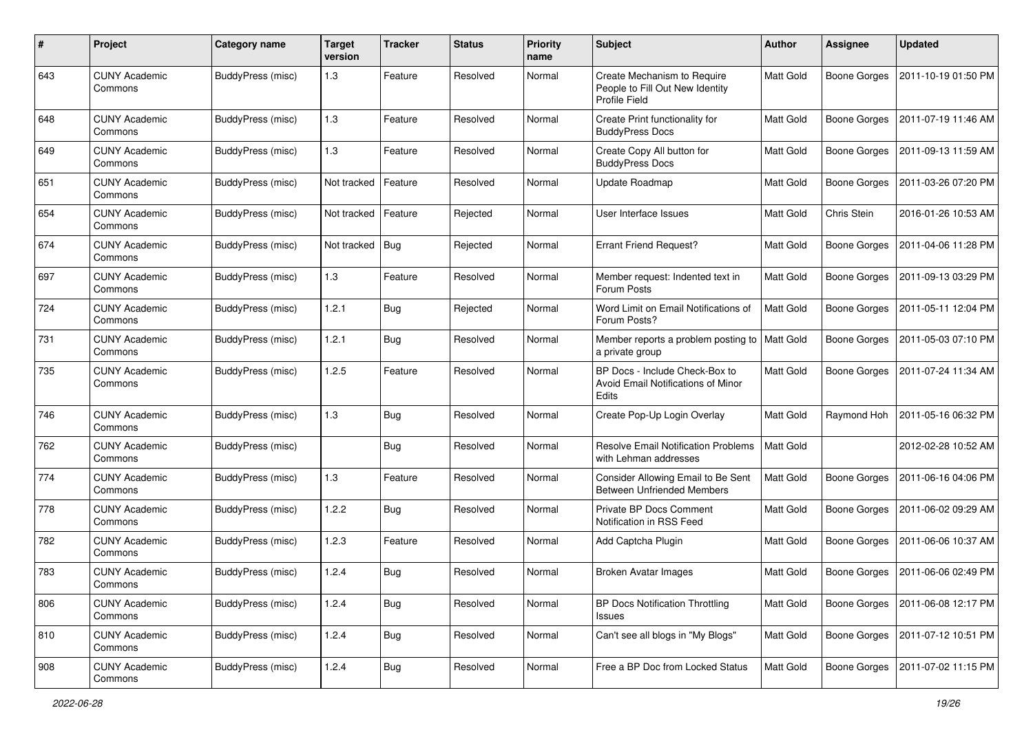| # | Project | Category name | Target version | Tracker | Status | Priority name | Subject | Author | Assignee | Updated |
|---|---|---|---|---|---|---|---|---|---|---|
| 643 | CUNY Academic Commons | BuddyPress (misc) | 1.3 | Feature | Resolved | Normal | Create Mechanism to Require People to Fill Out New Identity Profile Field | Matt Gold | Boone Gorges | 2011-10-19 01:50 PM |
| 648 | CUNY Academic Commons | BuddyPress (misc) | 1.3 | Feature | Resolved | Normal | Create Print functionality for BuddyPress Docs | Matt Gold | Boone Gorges | 2011-07-19 11:46 AM |
| 649 | CUNY Academic Commons | BuddyPress (misc) | 1.3 | Feature | Resolved | Normal | Create Copy All button for BuddyPress Docs | Matt Gold | Boone Gorges | 2011-09-13 11:59 AM |
| 651 | CUNY Academic Commons | BuddyPress (misc) | Not tracked | Feature | Resolved | Normal | Update Roadmap | Matt Gold | Boone Gorges | 2011-03-26 07:20 PM |
| 654 | CUNY Academic Commons | BuddyPress (misc) | Not tracked | Feature | Rejected | Normal | User Interface Issues | Matt Gold | Chris Stein | 2016-01-26 10:53 AM |
| 674 | CUNY Academic Commons | BuddyPress (misc) | Not tracked | Bug | Rejected | Normal | Errant Friend Request? | Matt Gold | Boone Gorges | 2011-04-06 11:28 PM |
| 697 | CUNY Academic Commons | BuddyPress (misc) | 1.3 | Feature | Resolved | Normal | Member request: Indented text in Forum Posts | Matt Gold | Boone Gorges | 2011-09-13 03:29 PM |
| 724 | CUNY Academic Commons | BuddyPress (misc) | 1.2.1 | Bug | Rejected | Normal | Word Limit on Email Notifications of Forum Posts? | Matt Gold | Boone Gorges | 2011-05-11 12:04 PM |
| 731 | CUNY Academic Commons | BuddyPress (misc) | 1.2.1 | Bug | Resolved | Normal | Member reports a problem posting to a private group | Matt Gold | Boone Gorges | 2011-05-03 07:10 PM |
| 735 | CUNY Academic Commons | BuddyPress (misc) | 1.2.5 | Feature | Resolved | Normal | BP Docs - Include Check-Box to Avoid Email Notifications of Minor Edits | Matt Gold | Boone Gorges | 2011-07-24 11:34 AM |
| 746 | CUNY Academic Commons | BuddyPress (misc) | 1.3 | Bug | Resolved | Normal | Create Pop-Up Login Overlay | Matt Gold | Raymond Hoh | 2011-05-16 06:32 PM |
| 762 | CUNY Academic Commons | BuddyPress (misc) | | Bug | Resolved | Normal | Resolve Email Notification Problems with Lehman addresses | Matt Gold | | 2012-02-28 10:52 AM |
| 774 | CUNY Academic Commons | BuddyPress (misc) | 1.3 | Feature | Resolved | Normal | Consider Allowing Email to Be Sent Between Unfriended Members | Matt Gold | Boone Gorges | 2011-06-16 04:06 PM |
| 778 | CUNY Academic Commons | BuddyPress (misc) | 1.2.2 | Bug | Resolved | Normal | Private BP Docs Comment Notification in RSS Feed | Matt Gold | Boone Gorges | 2011-06-02 09:29 AM |
| 782 | CUNY Academic Commons | BuddyPress (misc) | 1.2.3 | Feature | Resolved | Normal | Add Captcha Plugin | Matt Gold | Boone Gorges | 2011-06-06 10:37 AM |
| 783 | CUNY Academic Commons | BuddyPress (misc) | 1.2.4 | Bug | Resolved | Normal | Broken Avatar Images | Matt Gold | Boone Gorges | 2011-06-06 02:49 PM |
| 806 | CUNY Academic Commons | BuddyPress (misc) | 1.2.4 | Bug | Resolved | Normal | BP Docs Notification Throttling Issues | Matt Gold | Boone Gorges | 2011-06-08 12:17 PM |
| 810 | CUNY Academic Commons | BuddyPress (misc) | 1.2.4 | Bug | Resolved | Normal | Can't see all blogs in "My Blogs" | Matt Gold | Boone Gorges | 2011-07-12 10:51 PM |
| 908 | CUNY Academic Commons | BuddyPress (misc) | 1.2.4 | Bug | Resolved | Normal | Free a BP Doc from Locked Status | Matt Gold | Boone Gorges | 2011-07-02 11:15 PM |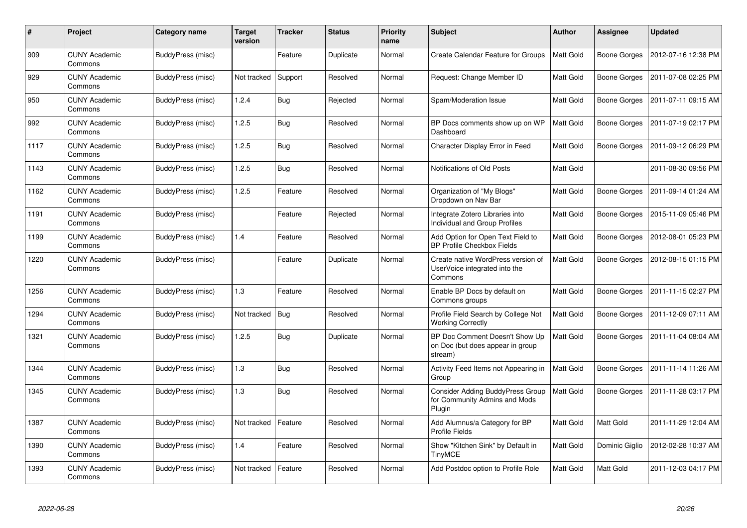| # | Project | Category name | Target version | Tracker | Status | Priority name | Subject | Author | Assignee | Updated |
|---|---|---|---|---|---|---|---|---|---|---|
| 909 | CUNY Academic Commons | BuddyPress (misc) | | Feature | Duplicate | Normal | Create Calendar Feature for Groups | Matt Gold | Boone Gorges | 2012-07-16 12:38 PM |
| 929 | CUNY Academic Commons | BuddyPress (misc) | Not tracked | Support | Resolved | Normal | Request: Change Member ID | Matt Gold | Boone Gorges | 2011-07-08 02:25 PM |
| 950 | CUNY Academic Commons | BuddyPress (misc) | 1.2.4 | Bug | Rejected | Normal | Spam/Moderation Issue | Matt Gold | Boone Gorges | 2011-07-11 09:15 AM |
| 992 | CUNY Academic Commons | BuddyPress (misc) | 1.2.5 | Bug | Resolved | Normal | BP Docs comments show up on WP Dashboard | Matt Gold | Boone Gorges | 2011-07-19 02:17 PM |
| 1117 | CUNY Academic Commons | BuddyPress (misc) | 1.2.5 | Bug | Resolved | Normal | Character Display Error in Feed | Matt Gold | Boone Gorges | 2011-09-12 06:29 PM |
| 1143 | CUNY Academic Commons | BuddyPress (misc) | 1.2.5 | Bug | Resolved | Normal | Notifications of Old Posts | Matt Gold | | 2011-08-30 09:56 PM |
| 1162 | CUNY Academic Commons | BuddyPress (misc) | 1.2.5 | Feature | Resolved | Normal | Organization of "My Blogs" Dropdown on Nav Bar | Matt Gold | Boone Gorges | 2011-09-14 01:24 AM |
| 1191 | CUNY Academic Commons | BuddyPress (misc) | | Feature | Rejected | Normal | Integrate Zotero Libraries into Individual and Group Profiles | Matt Gold | Boone Gorges | 2015-11-09 05:46 PM |
| 1199 | CUNY Academic Commons | BuddyPress (misc) | 1.4 | Feature | Resolved | Normal | Add Option for Open Text Field to BP Profile Checkbox Fields | Matt Gold | Boone Gorges | 2012-08-01 05:23 PM |
| 1220 | CUNY Academic Commons | BuddyPress (misc) | | Feature | Duplicate | Normal | Create native WordPress version of UserVoice integrated into the Commons | Matt Gold | Boone Gorges | 2012-08-15 01:15 PM |
| 1256 | CUNY Academic Commons | BuddyPress (misc) | 1.3 | Feature | Resolved | Normal | Enable BP Docs by default on Commons groups | Matt Gold | Boone Gorges | 2011-11-15 02:27 PM |
| 1294 | CUNY Academic Commons | BuddyPress (misc) | Not tracked | Bug | Resolved | Normal | Profile Field Search by College Not Working Correctly | Matt Gold | Boone Gorges | 2011-12-09 07:11 AM |
| 1321 | CUNY Academic Commons | BuddyPress (misc) | 1.2.5 | Bug | Duplicate | Normal | BP Doc Comment Doesn't Show Up on Doc (but does appear in group stream) | Matt Gold | Boone Gorges | 2011-11-04 08:04 AM |
| 1344 | CUNY Academic Commons | BuddyPress (misc) | 1.3 | Bug | Resolved | Normal | Activity Feed Items not Appearing in Group | Matt Gold | Boone Gorges | 2011-11-14 11:26 AM |
| 1345 | CUNY Academic Commons | BuddyPress (misc) | 1.3 | Bug | Resolved | Normal | Consider Adding BuddyPress Group for Community Admins and Mods Plugin | Matt Gold | Boone Gorges | 2011-11-28 03:17 PM |
| 1387 | CUNY Academic Commons | BuddyPress (misc) | Not tracked | Feature | Resolved | Normal | Add Alumnus/a Category for BP Profile Fields | Matt Gold | Matt Gold | 2011-11-29 12:04 AM |
| 1390 | CUNY Academic Commons | BuddyPress (misc) | 1.4 | Feature | Resolved | Normal | Show "Kitchen Sink" by Default in TinyMCE | Matt Gold | Dominic Giglio | 2012-02-28 10:37 AM |
| 1393 | CUNY Academic Commons | BuddyPress (misc) | Not tracked | Feature | Resolved | Normal | Add Postdoc option to Profile Role | Matt Gold | Matt Gold | 2011-12-03 04:17 PM |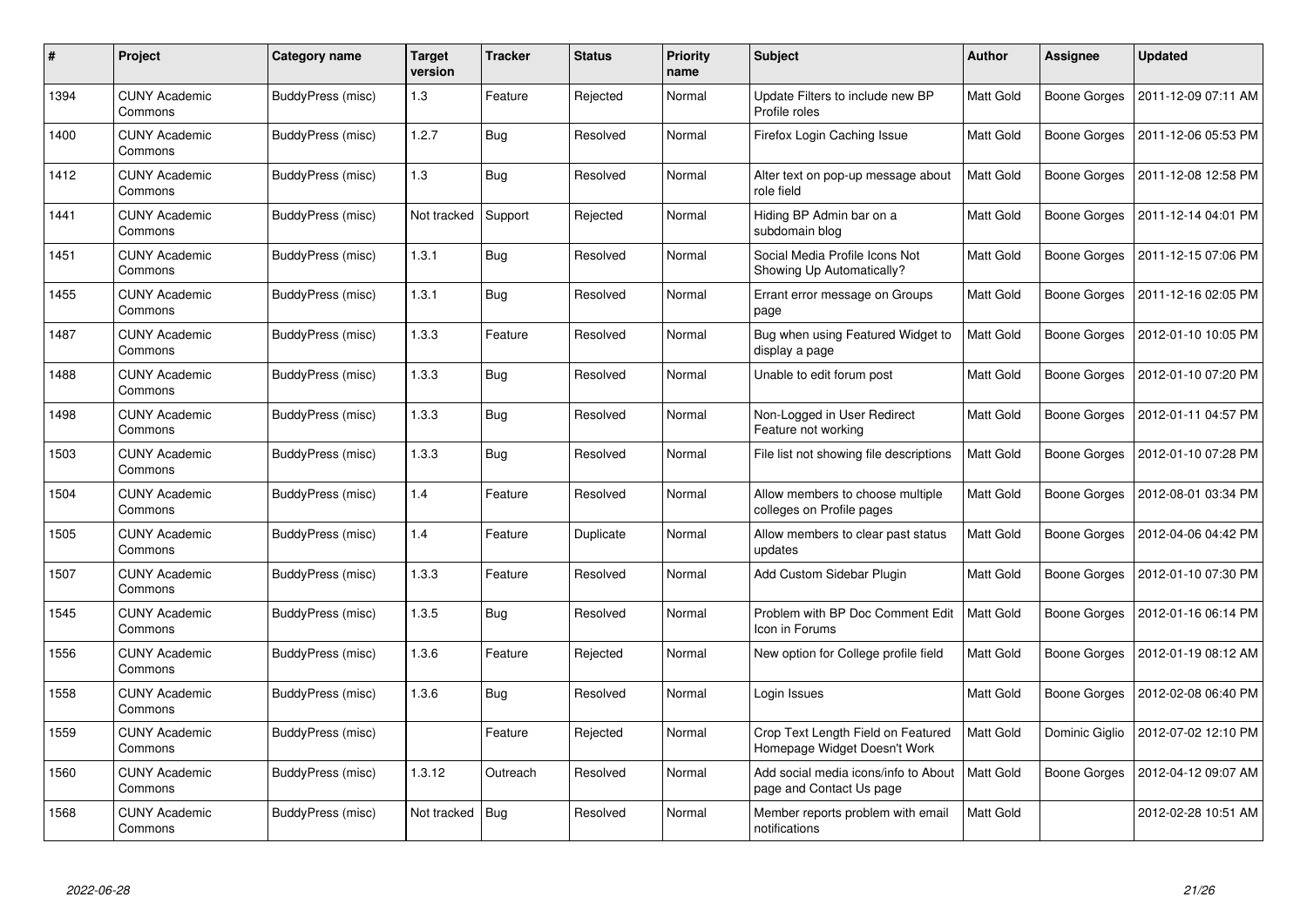| # | Project | Category name | Target version | Tracker | Status | Priority name | Subject | Author | Assignee | Updated |
|---|---|---|---|---|---|---|---|---|---|---|
| 1394 | CUNY Academic Commons | BuddyPress (misc) | 1.3 | Feature | Rejected | Normal | Update Filters to include new BP Profile roles | Matt Gold | Boone Gorges | 2011-12-09 07:11 AM |
| 1400 | CUNY Academic Commons | BuddyPress (misc) | 1.2.7 | Bug | Resolved | Normal | Firefox Login Caching Issue | Matt Gold | Boone Gorges | 2011-12-06 05:53 PM |
| 1412 | CUNY Academic Commons | BuddyPress (misc) | 1.3 | Bug | Resolved | Normal | Alter text on pop-up message about role field | Matt Gold | Boone Gorges | 2011-12-08 12:58 PM |
| 1441 | CUNY Academic Commons | BuddyPress (misc) | Not tracked | Support | Rejected | Normal | Hiding BP Admin bar on a subdomain blog | Matt Gold | Boone Gorges | 2011-12-14 04:01 PM |
| 1451 | CUNY Academic Commons | BuddyPress (misc) | 1.3.1 | Bug | Resolved | Normal | Social Media Profile Icons Not Showing Up Automatically? | Matt Gold | Boone Gorges | 2011-12-15 07:06 PM |
| 1455 | CUNY Academic Commons | BuddyPress (misc) | 1.3.1 | Bug | Resolved | Normal | Errant error message on Groups page | Matt Gold | Boone Gorges | 2011-12-16 02:05 PM |
| 1487 | CUNY Academic Commons | BuddyPress (misc) | 1.3.3 | Feature | Resolved | Normal | Bug when using Featured Widget to display a page | Matt Gold | Boone Gorges | 2012-01-10 10:05 PM |
| 1488 | CUNY Academic Commons | BuddyPress (misc) | 1.3.3 | Bug | Resolved | Normal | Unable to edit forum post | Matt Gold | Boone Gorges | 2012-01-10 07:20 PM |
| 1498 | CUNY Academic Commons | BuddyPress (misc) | 1.3.3 | Bug | Resolved | Normal | Non-Logged in User Redirect Feature not working | Matt Gold | Boone Gorges | 2012-01-11 04:57 PM |
| 1503 | CUNY Academic Commons | BuddyPress (misc) | 1.3.3 | Bug | Resolved | Normal | File list not showing file descriptions | Matt Gold | Boone Gorges | 2012-01-10 07:28 PM |
| 1504 | CUNY Academic Commons | BuddyPress (misc) | 1.4 | Feature | Resolved | Normal | Allow members to choose multiple colleges on Profile pages | Matt Gold | Boone Gorges | 2012-08-01 03:34 PM |
| 1505 | CUNY Academic Commons | BuddyPress (misc) | 1.4 | Feature | Duplicate | Normal | Allow members to clear past status updates | Matt Gold | Boone Gorges | 2012-04-06 04:42 PM |
| 1507 | CUNY Academic Commons | BuddyPress (misc) | 1.3.3 | Feature | Resolved | Normal | Add Custom Sidebar Plugin | Matt Gold | Boone Gorges | 2012-01-10 07:30 PM |
| 1545 | CUNY Academic Commons | BuddyPress (misc) | 1.3.5 | Bug | Resolved | Normal | Problem with BP Doc Comment Edit Icon in Forums | Matt Gold | Boone Gorges | 2012-01-16 06:14 PM |
| 1556 | CUNY Academic Commons | BuddyPress (misc) | 1.3.6 | Feature | Rejected | Normal | New option for College profile field | Matt Gold | Boone Gorges | 2012-01-19 08:12 AM |
| 1558 | CUNY Academic Commons | BuddyPress (misc) | 1.3.6 | Bug | Resolved | Normal | Login Issues | Matt Gold | Boone Gorges | 2012-02-08 06:40 PM |
| 1559 | CUNY Academic Commons | BuddyPress (misc) | | Feature | Rejected | Normal | Crop Text Length Field on Featured Homepage Widget Doesn't Work | Matt Gold | Dominic Giglio | 2012-07-02 12:10 PM |
| 1560 | CUNY Academic Commons | BuddyPress (misc) | 1.3.12 | Outreach | Resolved | Normal | Add social media icons/info to About page and Contact Us page | Matt Gold | Boone Gorges | 2012-04-12 09:07 AM |
| 1568 | CUNY Academic Commons | BuddyPress (misc) | Not tracked | Bug | Resolved | Normal | Member reports problem with email notifications | Matt Gold | | 2012-02-28 10:51 AM |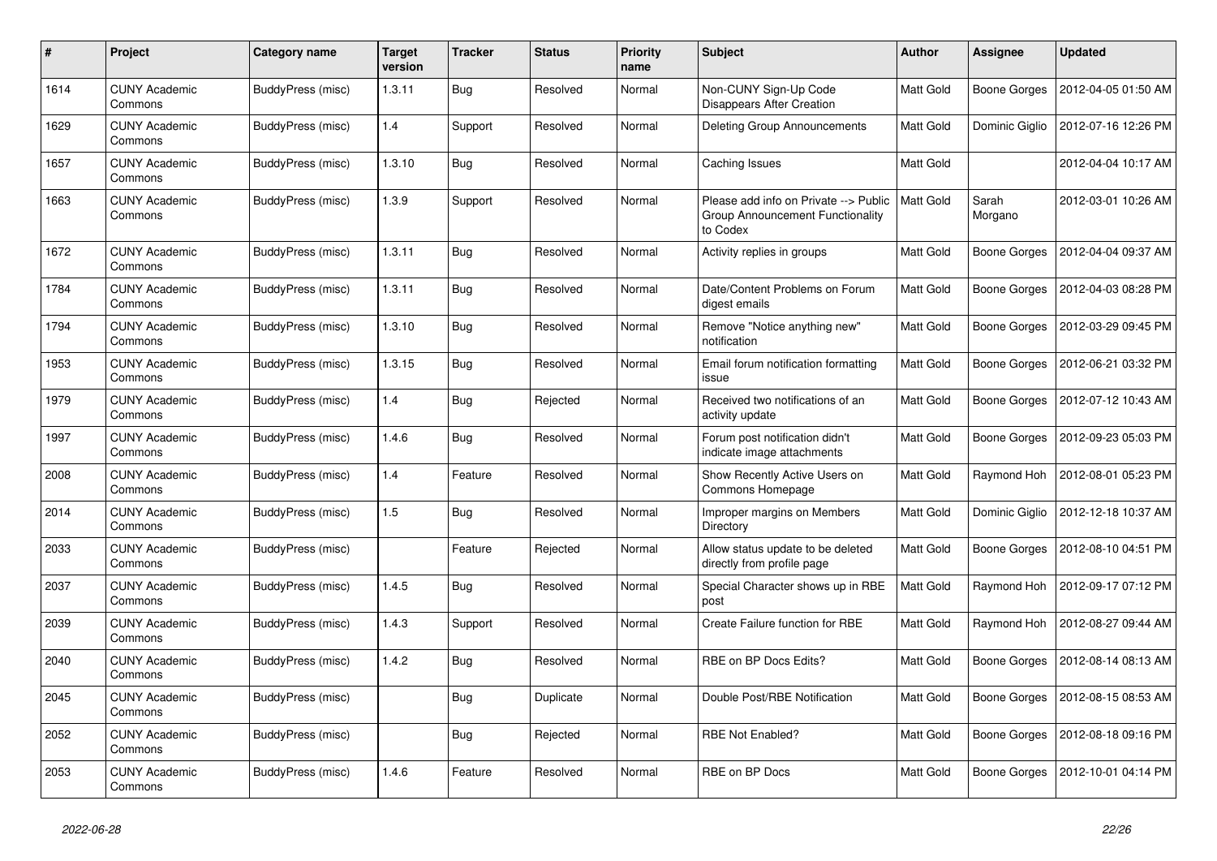| # | Project | Category name | Target version | Tracker | Status | Priority name | Subject | Author | Assignee | Updated |
|---|---|---|---|---|---|---|---|---|---|---|
| 1614 | CUNY Academic Commons | BuddyPress (misc) | 1.3.11 | Bug | Resolved | Normal | Non-CUNY Sign-Up Code Disappears After Creation | Matt Gold | Boone Gorges | 2012-04-05 01:50 AM |
| 1629 | CUNY Academic Commons | BuddyPress (misc) | 1.4 | Support | Resolved | Normal | Deleting Group Announcements | Matt Gold | Dominic Giglio | 2012-07-16 12:26 PM |
| 1657 | CUNY Academic Commons | BuddyPress (misc) | 1.3.10 | Bug | Resolved | Normal | Caching Issues | Matt Gold | | 2012-04-04 10:17 AM |
| 1663 | CUNY Academic Commons | BuddyPress (misc) | 1.3.9 | Support | Resolved | Normal | Please add info on Private --> Public Group Announcement Functionality to Codex | Matt Gold | Sarah Morgano | 2012-03-01 10:26 AM |
| 1672 | CUNY Academic Commons | BuddyPress (misc) | 1.3.11 | Bug | Resolved | Normal | Activity replies in groups | Matt Gold | Boone Gorges | 2012-04-04 09:37 AM |
| 1784 | CUNY Academic Commons | BuddyPress (misc) | 1.3.11 | Bug | Resolved | Normal | Date/Content Problems on Forum digest emails | Matt Gold | Boone Gorges | 2012-04-03 08:28 PM |
| 1794 | CUNY Academic Commons | BuddyPress (misc) | 1.3.10 | Bug | Resolved | Normal | Remove "Notice anything new" notification | Matt Gold | Boone Gorges | 2012-03-29 09:45 PM |
| 1953 | CUNY Academic Commons | BuddyPress (misc) | 1.3.15 | Bug | Resolved | Normal | Email forum notification formatting issue | Matt Gold | Boone Gorges | 2012-06-21 03:32 PM |
| 1979 | CUNY Academic Commons | BuddyPress (misc) | 1.4 | Bug | Rejected | Normal | Received two notifications of an activity update | Matt Gold | Boone Gorges | 2012-07-12 10:43 AM |
| 1997 | CUNY Academic Commons | BuddyPress (misc) | 1.4.6 | Bug | Resolved | Normal | Forum post notification didn't indicate image attachments | Matt Gold | Boone Gorges | 2012-09-23 05:03 PM |
| 2008 | CUNY Academic Commons | BuddyPress (misc) | 1.4 | Feature | Resolved | Normal | Show Recently Active Users on Commons Homepage | Matt Gold | Raymond Hoh | 2012-08-01 05:23 PM |
| 2014 | CUNY Academic Commons | BuddyPress (misc) | 1.5 | Bug | Resolved | Normal | Improper margins on Members Directory | Matt Gold | Dominic Giglio | 2012-12-18 10:37 AM |
| 2033 | CUNY Academic Commons | BuddyPress (misc) | | Feature | Rejected | Normal | Allow status update to be deleted directly from profile page | Matt Gold | Boone Gorges | 2012-08-10 04:51 PM |
| 2037 | CUNY Academic Commons | BuddyPress (misc) | 1.4.5 | Bug | Resolved | Normal | Special Character shows up in RBE post | Matt Gold | Raymond Hoh | 2012-09-17 07:12 PM |
| 2039 | CUNY Academic Commons | BuddyPress (misc) | 1.4.3 | Support | Resolved | Normal | Create Failure function for RBE | Matt Gold | Raymond Hoh | 2012-08-27 09:44 AM |
| 2040 | CUNY Academic Commons | BuddyPress (misc) | 1.4.2 | Bug | Resolved | Normal | RBE on BP Docs Edits? | Matt Gold | Boone Gorges | 2012-08-14 08:13 AM |
| 2045 | CUNY Academic Commons | BuddyPress (misc) | | Bug | Duplicate | Normal | Double Post/RBE Notification | Matt Gold | Boone Gorges | 2012-08-15 08:53 AM |
| 2052 | CUNY Academic Commons | BuddyPress (misc) | | Bug | Rejected | Normal | RBE Not Enabled? | Matt Gold | Boone Gorges | 2012-08-18 09:16 PM |
| 2053 | CUNY Academic Commons | BuddyPress (misc) | 1.4.6 | Feature | Resolved | Normal | RBE on BP Docs | Matt Gold | Boone Gorges | 2012-10-01 04:14 PM |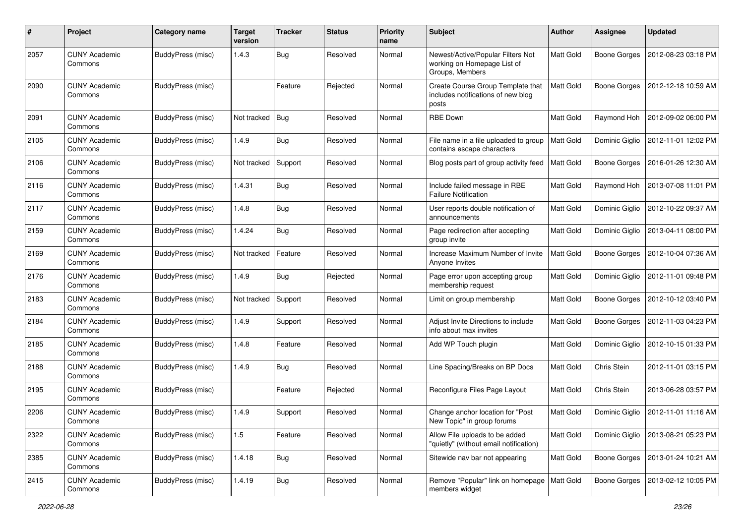| # | Project | Category name | Target version | Tracker | Status | Priority name | Subject | Author | Assignee | Updated |
|---|---|---|---|---|---|---|---|---|---|---|
| 2057 | CUNY Academic Commons | BuddyPress (misc) | 1.4.3 | Bug | Resolved | Normal | Newest/Active/Popular Filters Not working on Homepage List of Groups, Members | Matt Gold | Boone Gorges | 2012-08-23 03:18 PM |
| 2090 | CUNY Academic Commons | BuddyPress (misc) | | Feature | Rejected | Normal | Create Course Group Template that includes notifications of new blog posts | Matt Gold | Boone Gorges | 2012-12-18 10:59 AM |
| 2091 | CUNY Academic Commons | BuddyPress (misc) | Not tracked | Bug | Resolved | Normal | RBE Down | Matt Gold | Raymond Hoh | 2012-09-02 06:00 PM |
| 2105 | CUNY Academic Commons | BuddyPress (misc) | 1.4.9 | Bug | Resolved | Normal | File name in a file uploaded to group contains escape characters | Matt Gold | Dominic Giglio | 2012-11-01 12:02 PM |
| 2106 | CUNY Academic Commons | BuddyPress (misc) | Not tracked | Support | Resolved | Normal | Blog posts part of group activity feed | Matt Gold | Boone Gorges | 2016-01-26 12:30 AM |
| 2116 | CUNY Academic Commons | BuddyPress (misc) | 1.4.31 | Bug | Resolved | Normal | Include failed message in RBE Failure Notification | Matt Gold | Raymond Hoh | 2013-07-08 11:01 PM |
| 2117 | CUNY Academic Commons | BuddyPress (misc) | 1.4.8 | Bug | Resolved | Normal | User reports double notification of announcements | Matt Gold | Dominic Giglio | 2012-10-22 09:37 AM |
| 2159 | CUNY Academic Commons | BuddyPress (misc) | 1.4.24 | Bug | Resolved | Normal | Page redirection after accepting group invite | Matt Gold | Dominic Giglio | 2013-04-11 08:00 PM |
| 2169 | CUNY Academic Commons | BuddyPress (misc) | Not tracked | Feature | Resolved | Normal | Increase Maximum Number of Invite Anyone Invites | Matt Gold | Boone Gorges | 2012-10-04 07:36 AM |
| 2176 | CUNY Academic Commons | BuddyPress (misc) | 1.4.9 | Bug | Rejected | Normal | Page error upon accepting group membership request | Matt Gold | Dominic Giglio | 2012-11-01 09:48 PM |
| 2183 | CUNY Academic Commons | BuddyPress (misc) | Not tracked | Support | Resolved | Normal | Limit on group membership | Matt Gold | Boone Gorges | 2012-10-12 03:40 PM |
| 2184 | CUNY Academic Commons | BuddyPress (misc) | 1.4.9 | Support | Resolved | Normal | Adjust Invite Directions to include info about max invites | Matt Gold | Boone Gorges | 2012-11-03 04:23 PM |
| 2185 | CUNY Academic Commons | BuddyPress (misc) | 1.4.8 | Feature | Resolved | Normal | Add WP Touch plugin | Matt Gold | Dominic Giglio | 2012-10-15 01:33 PM |
| 2188 | CUNY Academic Commons | BuddyPress (misc) | 1.4.9 | Bug | Resolved | Normal | Line Spacing/Breaks on BP Docs | Matt Gold | Chris Stein | 2012-11-01 03:15 PM |
| 2195 | CUNY Academic Commons | BuddyPress (misc) | | Feature | Rejected | Normal | Reconfigure Files Page Layout | Matt Gold | Chris Stein | 2013-06-28 03:57 PM |
| 2206 | CUNY Academic Commons | BuddyPress (misc) | 1.4.9 | Support | Resolved | Normal | Change anchor location for "Post New Topic" in group forums | Matt Gold | Dominic Giglio | 2012-11-01 11:16 AM |
| 2322 | CUNY Academic Commons | BuddyPress (misc) | 1.5 | Feature | Resolved | Normal | Allow File uploads to be added "quietly" (without email notification) | Matt Gold | Dominic Giglio | 2013-08-21 05:23 PM |
| 2385 | CUNY Academic Commons | BuddyPress (misc) | 1.4.18 | Bug | Resolved | Normal | Sitewide nav bar not appearing | Matt Gold | Boone Gorges | 2013-01-24 10:21 AM |
| 2415 | CUNY Academic Commons | BuddyPress (misc) | 1.4.19 | Bug | Resolved | Normal | Remove "Popular" link on homepage members widget | Matt Gold | Boone Gorges | 2013-02-12 10:05 PM |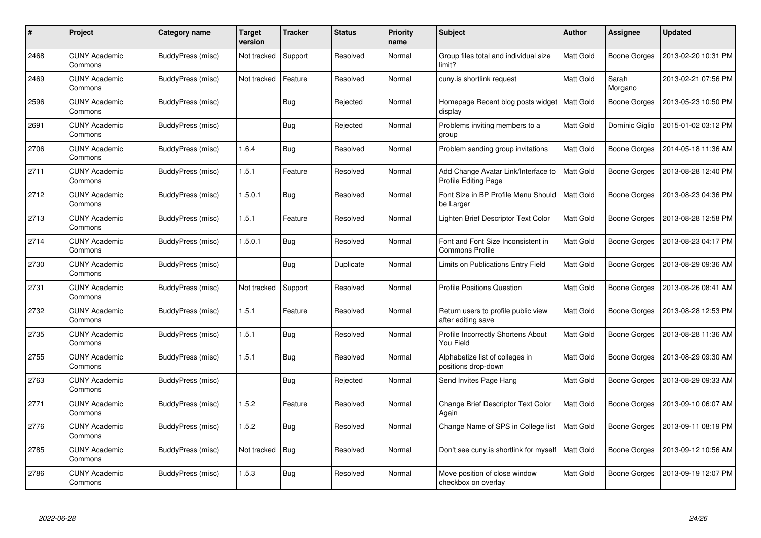| # | Project | Category name | Target version | Tracker | Status | Priority name | Subject | Author | Assignee | Updated |
|---|---|---|---|---|---|---|---|---|---|---|
| 2468 | CUNY Academic Commons | BuddyPress (misc) | Not tracked | Support | Resolved | Normal | Group files total and individual size limit? | Matt Gold | Boone Gorges | 2013-02-20 10:31 PM |
| 2469 | CUNY Academic Commons | BuddyPress (misc) | Not tracked | Feature | Resolved | Normal | cuny.is shortlink request | Matt Gold | Sarah Morgano | 2013-02-21 07:56 PM |
| 2596 | CUNY Academic Commons | BuddyPress (misc) | | Bug | Rejected | Normal | Homepage Recent blog posts widget display | Matt Gold | Boone Gorges | 2013-05-23 10:50 PM |
| 2691 | CUNY Academic Commons | BuddyPress (misc) | | Bug | Rejected | Normal | Problems inviting members to a group | Matt Gold | Dominic Giglio | 2015-01-02 03:12 PM |
| 2706 | CUNY Academic Commons | BuddyPress (misc) | 1.6.4 | Bug | Resolved | Normal | Problem sending group invitations | Matt Gold | Boone Gorges | 2014-05-18 11:36 AM |
| 2711 | CUNY Academic Commons | BuddyPress (misc) | 1.5.1 | Feature | Resolved | Normal | Add Change Avatar Link/Interface to Profile Editing Page | Matt Gold | Boone Gorges | 2013-08-28 12:40 PM |
| 2712 | CUNY Academic Commons | BuddyPress (misc) | 1.5.0.1 | Bug | Resolved | Normal | Font Size in BP Profile Menu Should be Larger | Matt Gold | Boone Gorges | 2013-08-23 04:36 PM |
| 2713 | CUNY Academic Commons | BuddyPress (misc) | 1.5.1 | Feature | Resolved | Normal | Lighten Brief Descriptor Text Color | Matt Gold | Boone Gorges | 2013-08-28 12:58 PM |
| 2714 | CUNY Academic Commons | BuddyPress (misc) | 1.5.0.1 | Bug | Resolved | Normal | Font and Font Size Inconsistent in Commons Profile | Matt Gold | Boone Gorges | 2013-08-23 04:17 PM |
| 2730 | CUNY Academic Commons | BuddyPress (misc) | | Bug | Duplicate | Normal | Limits on Publications Entry Field | Matt Gold | Boone Gorges | 2013-08-29 09:36 AM |
| 2731 | CUNY Academic Commons | BuddyPress (misc) | Not tracked | Support | Resolved | Normal | Profile Positions Question | Matt Gold | Boone Gorges | 2013-08-26 08:41 AM |
| 2732 | CUNY Academic Commons | BuddyPress (misc) | 1.5.1 | Feature | Resolved | Normal | Return users to profile public view after editing save | Matt Gold | Boone Gorges | 2013-08-28 12:53 PM |
| 2735 | CUNY Academic Commons | BuddyPress (misc) | 1.5.1 | Bug | Resolved | Normal | Profile Incorrectly Shortens About You Field | Matt Gold | Boone Gorges | 2013-08-28 11:36 AM |
| 2755 | CUNY Academic Commons | BuddyPress (misc) | 1.5.1 | Bug | Resolved | Normal | Alphabetize list of colleges in positions drop-down | Matt Gold | Boone Gorges | 2013-08-29 09:30 AM |
| 2763 | CUNY Academic Commons | BuddyPress (misc) | | Bug | Rejected | Normal | Send Invites Page Hang | Matt Gold | Boone Gorges | 2013-08-29 09:33 AM |
| 2771 | CUNY Academic Commons | BuddyPress (misc) | 1.5.2 | Feature | Resolved | Normal | Change Brief Descriptor Text Color Again | Matt Gold | Boone Gorges | 2013-09-10 06:07 AM |
| 2776 | CUNY Academic Commons | BuddyPress (misc) | 1.5.2 | Bug | Resolved | Normal | Change Name of SPS in College list | Matt Gold | Boone Gorges | 2013-09-11 08:19 PM |
| 2785 | CUNY Academic Commons | BuddyPress (misc) | Not tracked | Bug | Resolved | Normal | Don't see cuny.is shortlink for myself | Matt Gold | Boone Gorges | 2013-09-12 10:56 AM |
| 2786 | CUNY Academic Commons | BuddyPress (misc) | 1.5.3 | Bug | Resolved | Normal | Move position of close window checkbox on overlay | Matt Gold | Boone Gorges | 2013-09-19 12:07 PM |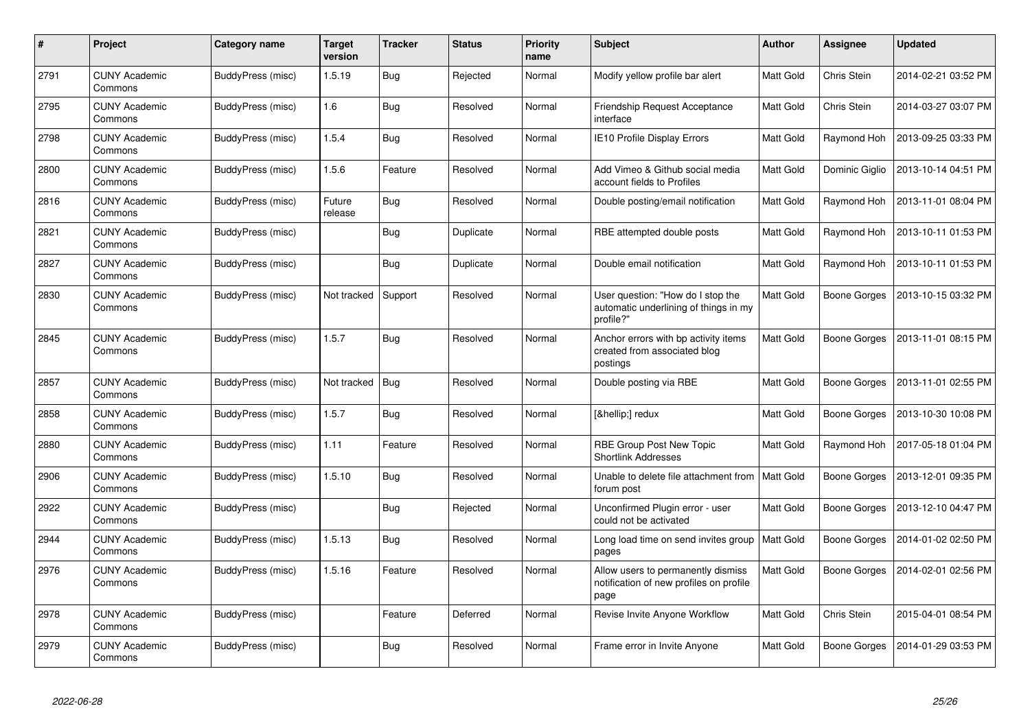| # | Project | Category name | Target version | Tracker | Status | Priority name | Subject | Author | Assignee | Updated |
|---|---|---|---|---|---|---|---|---|---|---|
| 2791 | CUNY Academic Commons | BuddyPress (misc) | 1.5.19 | Bug | Rejected | Normal | Modify yellow profile bar alert | Matt Gold | Chris Stein | 2014-02-21 03:52 PM |
| 2795 | CUNY Academic Commons | BuddyPress (misc) | 1.6 | Bug | Resolved | Normal | Friendship Request Acceptance interface | Matt Gold | Chris Stein | 2014-03-27 03:07 PM |
| 2798 | CUNY Academic Commons | BuddyPress (misc) | 1.5.4 | Bug | Resolved | Normal | IE10 Profile Display Errors | Matt Gold | Raymond Hoh | 2013-09-25 03:33 PM |
| 2800 | CUNY Academic Commons | BuddyPress (misc) | 1.5.6 | Feature | Resolved | Normal | Add Vimeo & Github social media account fields to Profiles | Matt Gold | Dominic Giglio | 2013-10-14 04:51 PM |
| 2816 | CUNY Academic Commons | BuddyPress (misc) | Future release | Bug | Resolved | Normal | Double posting/email notification | Matt Gold | Raymond Hoh | 2013-11-01 08:04 PM |
| 2821 | CUNY Academic Commons | BuddyPress (misc) | | Bug | Duplicate | Normal | RBE attempted double posts | Matt Gold | Raymond Hoh | 2013-10-11 01:53 PM |
| 2827 | CUNY Academic Commons | BuddyPress (misc) | | Bug | Duplicate | Normal | Double email notification | Matt Gold | Raymond Hoh | 2013-10-11 01:53 PM |
| 2830 | CUNY Academic Commons | BuddyPress (misc) | Not tracked | Support | Resolved | Normal | User question: "How do I stop the automatic underlining of things in my profile?" | Matt Gold | Boone Gorges | 2013-10-15 03:32 PM |
| 2845 | CUNY Academic Commons | BuddyPress (misc) | 1.5.7 | Bug | Resolved | Normal | Anchor errors with bp activity items created from associated blog postings | Matt Gold | Boone Gorges | 2013-11-01 08:15 PM |
| 2857 | CUNY Academic Commons | BuddyPress (misc) | Not tracked | Bug | Resolved | Normal | Double posting via RBE | Matt Gold | Boone Gorges | 2013-11-01 02:55 PM |
| 2858 | CUNY Academic Commons | BuddyPress (misc) | 1.5.7 | Bug | Resolved | Normal | [&hellip;] redux | Matt Gold | Boone Gorges | 2013-10-30 10:08 PM |
| 2880 | CUNY Academic Commons | BuddyPress (misc) | 1.11 | Feature | Resolved | Normal | RBE Group Post New Topic Shortlink Addresses | Matt Gold | Raymond Hoh | 2017-05-18 01:04 PM |
| 2906 | CUNY Academic Commons | BuddyPress (misc) | 1.5.10 | Bug | Resolved | Normal | Unable to delete file attachment from forum post | Matt Gold | Boone Gorges | 2013-12-01 09:35 PM |
| 2922 | CUNY Academic Commons | BuddyPress (misc) | | Bug | Rejected | Normal | Unconfirmed Plugin error - user could not be activated | Matt Gold | Boone Gorges | 2013-12-10 04:47 PM |
| 2944 | CUNY Academic Commons | BuddyPress (misc) | 1.5.13 | Bug | Resolved | Normal | Long load time on send invites group pages | Matt Gold | Boone Gorges | 2014-01-02 02:50 PM |
| 2976 | CUNY Academic Commons | BuddyPress (misc) | 1.5.16 | Feature | Resolved | Normal | Allow users to permanently dismiss notification of new profiles on profile page | Matt Gold | Boone Gorges | 2014-02-01 02:56 PM |
| 2978 | CUNY Academic Commons | BuddyPress (misc) | | Feature | Deferred | Normal | Revise Invite Anyone Workflow | Matt Gold | Chris Stein | 2015-04-01 08:54 PM |
| 2979 | CUNY Academic Commons | BuddyPress (misc) | | Bug | Resolved | Normal | Frame error in Invite Anyone | Matt Gold | Boone Gorges | 2014-01-29 03:53 PM |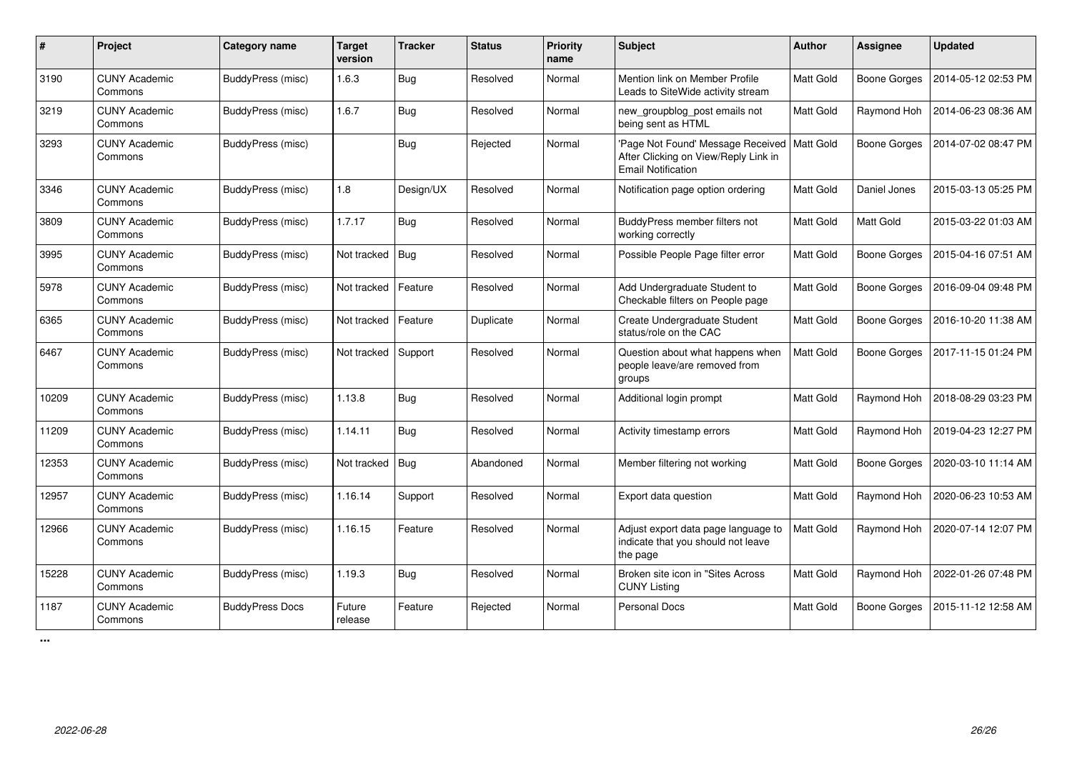| # | Project | Category name | Target version | Tracker | Status | Priority name | Subject | Author | Assignee | Updated |
|---|---|---|---|---|---|---|---|---|---|---|
| 3190 | CUNY Academic Commons | BuddyPress (misc) | 1.6.3 | Bug | Resolved | Normal | Mention link on Member Profile Leads to SiteWide activity stream | Matt Gold | Boone Gorges | 2014-05-12 02:53 PM |
| 3219 | CUNY Academic Commons | BuddyPress (misc) | 1.6.7 | Bug | Resolved | Normal | new_groupblog_post emails not being sent as HTML | Matt Gold | Raymond Hoh | 2014-06-23 08:36 AM |
| 3293 | CUNY Academic Commons | BuddyPress (misc) | | Bug | Rejected | Normal | 'Page Not Found' Message Received After Clicking on View/Reply Link in Email Notification | Matt Gold | Boone Gorges | 2014-07-02 08:47 PM |
| 3346 | CUNY Academic Commons | BuddyPress (misc) | 1.8 | Design/UX | Resolved | Normal | Notification page option ordering | Matt Gold | Daniel Jones | 2015-03-13 05:25 PM |
| 3809 | CUNY Academic Commons | BuddyPress (misc) | 1.7.17 | Bug | Resolved | Normal | BuddyPress member filters not working correctly | Matt Gold | Matt Gold | 2015-03-22 01:03 AM |
| 3995 | CUNY Academic Commons | BuddyPress (misc) | Not tracked | Bug | Resolved | Normal | Possible People Page filter error | Matt Gold | Boone Gorges | 2015-04-16 07:51 AM |
| 5978 | CUNY Academic Commons | BuddyPress (misc) | Not tracked | Feature | Resolved | Normal | Add Undergraduate Student to Checkable filters on People page | Matt Gold | Boone Gorges | 2016-09-04 09:48 PM |
| 6365 | CUNY Academic Commons | BuddyPress (misc) | Not tracked | Feature | Duplicate | Normal | Create Undergraduate Student status/role on the CAC | Matt Gold | Boone Gorges | 2016-10-20 11:38 AM |
| 6467 | CUNY Academic Commons | BuddyPress (misc) | Not tracked | Support | Resolved | Normal | Question about what happens when people leave/are removed from groups | Matt Gold | Boone Gorges | 2017-11-15 01:24 PM |
| 10209 | CUNY Academic Commons | BuddyPress (misc) | 1.13.8 | Bug | Resolved | Normal | Additional login prompt | Matt Gold | Raymond Hoh | 2018-08-29 03:23 PM |
| 11209 | CUNY Academic Commons | BuddyPress (misc) | 1.14.11 | Bug | Resolved | Normal | Activity timestamp errors | Matt Gold | Raymond Hoh | 2019-04-23 12:27 PM |
| 12353 | CUNY Academic Commons | BuddyPress (misc) | Not tracked | Bug | Abandoned | Normal | Member filtering not working | Matt Gold | Boone Gorges | 2020-03-10 11:14 AM |
| 12957 | CUNY Academic Commons | BuddyPress (misc) | 1.16.14 | Support | Resolved | Normal | Export data question | Matt Gold | Raymond Hoh | 2020-06-23 10:53 AM |
| 12966 | CUNY Academic Commons | BuddyPress (misc) | 1.16.15 | Feature | Resolved | Normal | Adjust export data page language to indicate that you should not leave the page | Matt Gold | Raymond Hoh | 2020-07-14 12:07 PM |
| 15228 | CUNY Academic Commons | BuddyPress (misc) | 1.19.3 | Bug | Resolved | Normal | Broken site icon in "Sites Across CUNY Listing | Matt Gold | Raymond Hoh | 2022-01-26 07:48 PM |
| 1187 | CUNY Academic Commons | BuddyPress Docs | Future release | Feature | Rejected | Normal | Personal Docs | Matt Gold | Boone Gorges | 2015-11-12 12:58 AM |

...